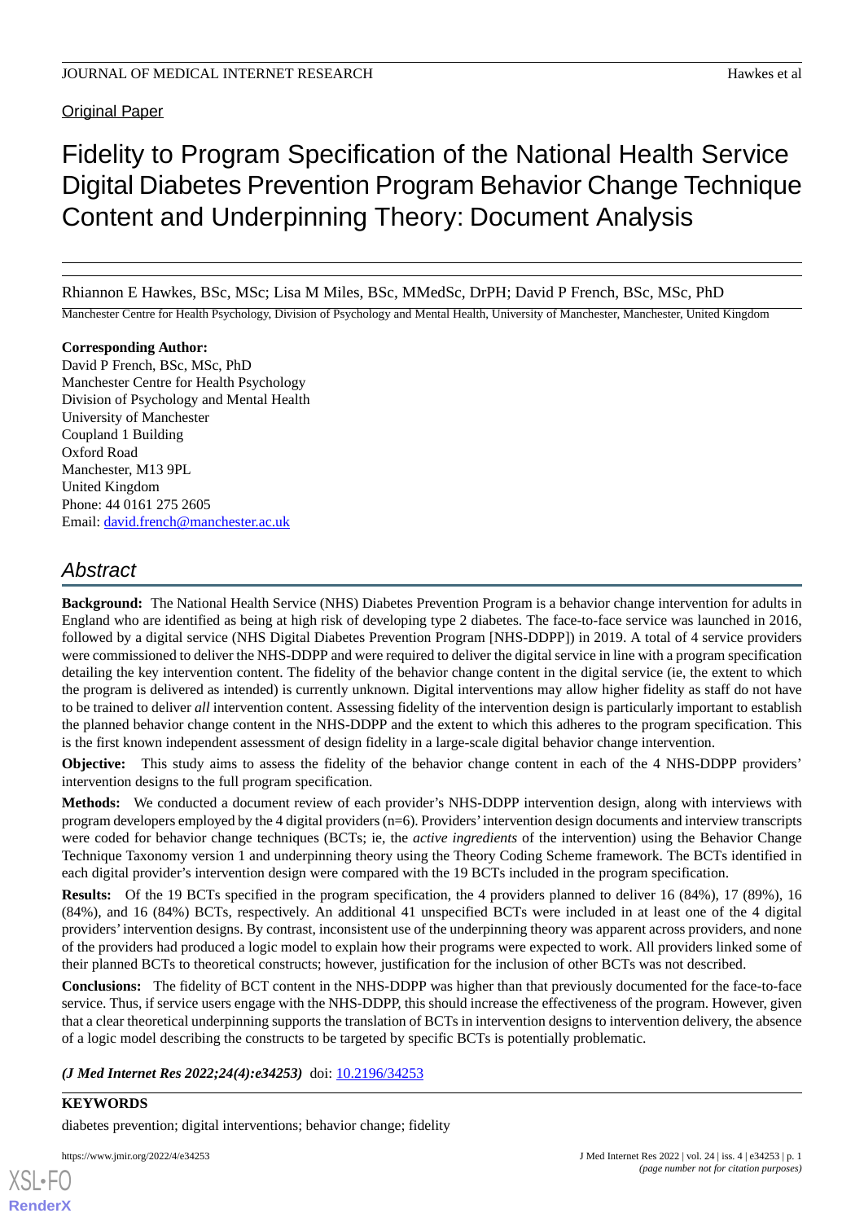Original Paper

# Fidelity to Program Specification of the National Health Service Digital Diabetes Prevention Program Behavior Change Technique Content and Underpinning Theory: Document Analysis

Rhiannon E Hawkes, BSc, MSc; Lisa M Miles, BSc, MMedSc, DrPH; David P French, BSc, MSc, PhD

Manchester Centre for Health Psychology, Division of Psychology and Mental Health, University of Manchester, Manchester, United Kingdom

**Corresponding Author:**
David P French, BSc, MSc, PhD
Manchester Centre for Health Psychology
Division of Psychology and Mental Health
University of Manchester
Coupland 1 Building
Oxford Road
Manchester, M13 9PL
United Kingdom
Phone: 44 0161 275 2605
Email: david.french@manchester.ac.uk

## *Abstract*

**Background:** The National Health Service (NHS) Diabetes Prevention Program is a behavior change intervention for adults in England who are identified as being at high risk of developing type 2 diabetes. The face-to-face service was launched in 2016, followed by a digital service (NHS Digital Diabetes Prevention Program [NHS-DDPP]) in 2019. A total of 4 service providers were commissioned to deliver the NHS-DDPP and were required to deliver the digital service in line with a program specification detailing the key intervention content. The fidelity of the behavior change content in the digital service (ie, the extent to which the program is delivered as intended) is currently unknown. Digital interventions may allow higher fidelity as staff do not have to be trained to deliver *all* intervention content. Assessing fidelity of the intervention design is particularly important to establish the planned behavior change content in the NHS-DDPP and the extent to which this adheres to the program specification. This is the first known independent assessment of design fidelity in a large-scale digital behavior change intervention.

**Objective:** This study aims to assess the fidelity of the behavior change content in each of the 4 NHS-DDPP providers' intervention designs to the full program specification.

**Methods:** We conducted a document review of each provider's NHS-DDPP intervention design, along with interviews with program developers employed by the 4 digital providers (n=6). Providers' intervention design documents and interview transcripts were coded for behavior change techniques (BCTs; ie, the *active ingredients* of the intervention) using the Behavior Change Technique Taxonomy version 1 and underpinning theory using the Theory Coding Scheme framework. The BCTs identified in each digital provider's intervention design were compared with the 19 BCTs included in the program specification.

**Results:** Of the 19 BCTs specified in the program specification, the 4 providers planned to deliver 16 (84%), 17 (89%), 16 (84%), and 16 (84%) BCTs, respectively. An additional 41 unspecified BCTs were included in at least one of the 4 digital providers' intervention designs. By contrast, inconsistent use of the underpinning theory was apparent across providers, and none of the providers had produced a logic model to explain how their programs were expected to work. All providers linked some of their planned BCTs to theoretical constructs; however, justification for the inclusion of other BCTs was not described.

**Conclusions:** The fidelity of BCT content in the NHS-DDPP was higher than that previously documented for the face-to-face service. Thus, if service users engage with the NHS-DDPP, this should increase the effectiveness of the program. However, given that a clear theoretical underpinning supports the translation of BCTs in intervention designs to intervention delivery, the absence of a logic model describing the constructs to be targeted by specific BCTs is potentially problematic.

***(J Med Internet Res 2022;24(4):e34253)*** doi: 10.2196/34253

**KEYWORDS**

diabetes prevention; digital interventions; behavior change; fidelity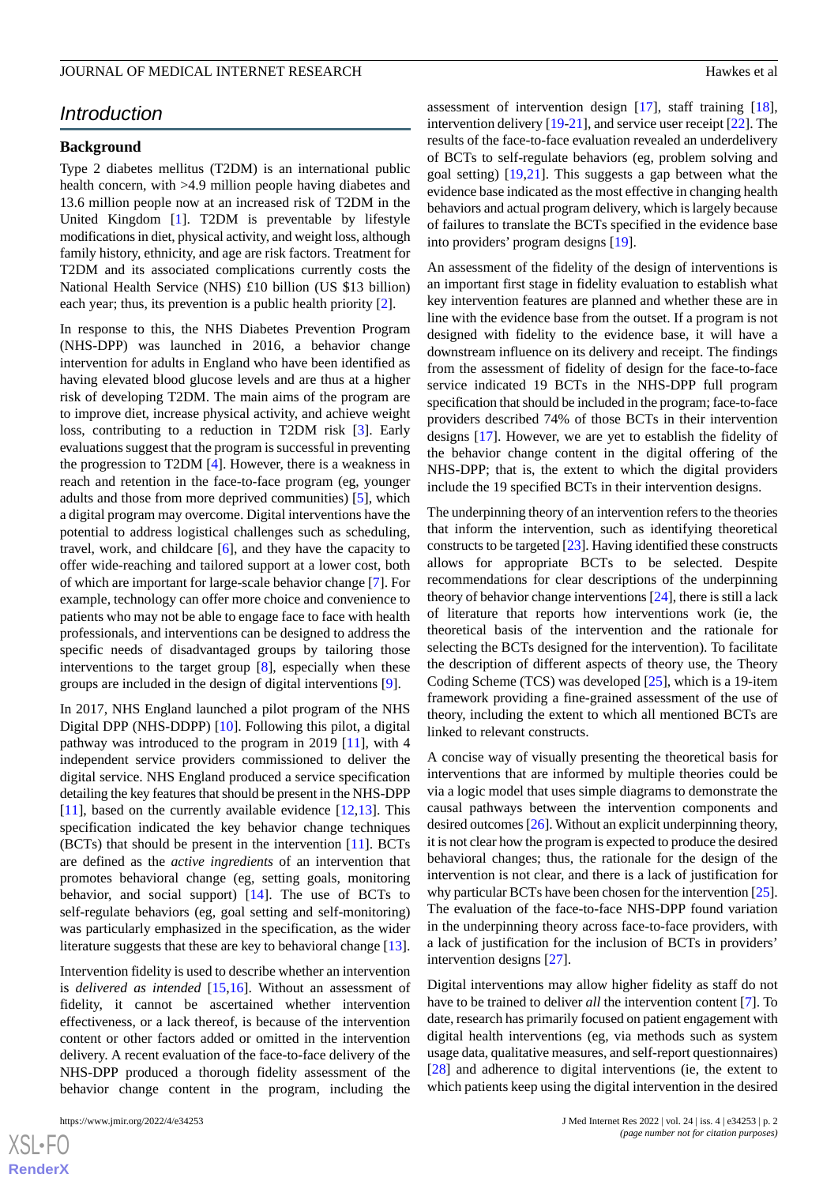# Introduction

## Background

Type 2 diabetes mellitus (T2DM) is an international public health concern, with >4.9 million people having diabetes and 13.6 million people now at an increased risk of T2DM in the United Kingdom [1]. T2DM is preventable by lifestyle modifications in diet, physical activity, and weight loss, although family history, ethnicity, and age are risk factors. Treatment for T2DM and its associated complications currently costs the National Health Service (NHS) £10 billion (US $13 billion) each year; thus, its prevention is a public health priority [2].

In response to this, the NHS Diabetes Prevention Program (NHS-DPP) was launched in 2016, a behavior change intervention for adults in England who have been identified as having elevated blood glucose levels and are thus at a higher risk of developing T2DM. The main aims of the program are to improve diet, increase physical activity, and achieve weight loss, contributing to a reduction in T2DM risk [3]. Early evaluations suggest that the program is successful in preventing the progression to T2DM [4]. However, there is a weakness in reach and retention in the face-to-face program (eg, younger adults and those from more deprived communities) [5], which a digital program may overcome. Digital interventions have the potential to address logistical challenges such as scheduling, travel, work, and childcare [6], and they have the capacity to offer wide-reaching and tailored support at a lower cost, both of which are important for large-scale behavior change [7]. For example, technology can offer more choice and convenience to patients who may not be able to engage face to face with health professionals, and interventions can be designed to address the specific needs of disadvantaged groups by tailoring those interventions to the target group [8], especially when these groups are included in the design of digital interventions [9].

In 2017, NHS England launched a pilot program of the NHS Digital DPP (NHS-DDPP) [10]. Following this pilot, a digital pathway was introduced to the program in 2019 [11], with 4 independent service providers commissioned to deliver the digital service. NHS England produced a service specification detailing the key features that should be present in the NHS-DPP [11], based on the currently available evidence [12,13]. This specification indicated the key behavior change techniques (BCTs) that should be present in the intervention [11]. BCTs are defined as the *active ingredients* of an intervention that promotes behavioral change (eg, setting goals, monitoring behavior, and social support) [14]. The use of BCTs to self-regulate behaviors (eg, goal setting and self-monitoring) was particularly emphasized in the specification, as the wider literature suggests that these are key to behavioral change [13].

Intervention fidelity is used to describe whether an intervention is *delivered as intended* [15,16]. Without an assessment of fidelity, it cannot be ascertained whether intervention effectiveness, or a lack thereof, is because of the intervention content or other factors added or omitted in the intervention delivery. A recent evaluation of the face-to-face delivery of the NHS-DPP produced a thorough fidelity assessment of the behavior change content in the program, including the assessment of intervention design [17], staff training [18], intervention delivery [19-21], and service user receipt [22]. The results of the face-to-face evaluation revealed an underdelivery of BCTs to self-regulate behaviors (eg, problem solving and goal setting) [19,21]. This suggests a gap between what the evidence base indicated as the most effective in changing health behaviors and actual program delivery, which is largely because of failures to translate the BCTs specified in the evidence base into providers' program designs [19].

An assessment of the fidelity of the design of interventions is an important first stage in fidelity evaluation to establish what key intervention features are planned and whether these are in line with the evidence base from the outset. If a program is not designed with fidelity to the evidence base, it will have a downstream influence on its delivery and receipt. The findings from the assessment of fidelity of design for the face-to-face service indicated 19 BCTs in the NHS-DPP full program specification that should be included in the program; face-to-face providers described 74% of those BCTs in their intervention designs [17]. However, we are yet to establish the fidelity of the behavior change content in the digital offering of the NHS-DPP; that is, the extent to which the digital providers include the 19 specified BCTs in their intervention designs.

The underpinning theory of an intervention refers to the theories that inform the intervention, such as identifying theoretical constructs to be targeted [23]. Having identified these constructs allows for appropriate BCTs to be selected. Despite recommendations for clear descriptions of the underpinning theory of behavior change interventions [24], there is still a lack of literature that reports how interventions work (ie, the theoretical basis of the intervention and the rationale for selecting the BCTs designed for the intervention). To facilitate the description of different aspects of theory use, the Theory Coding Scheme (TCS) was developed [25], which is a 19-item framework providing a fine-grained assessment of the use of theory, including the extent to which all mentioned BCTs are linked to relevant constructs.

A concise way of visually presenting the theoretical basis for interventions that are informed by multiple theories could be via a logic model that uses simple diagrams to demonstrate the causal pathways between the intervention components and desired outcomes [26]. Without an explicit underpinning theory, it is not clear how the program is expected to produce the desired behavioral changes; thus, the rationale for the design of the intervention is not clear, and there is a lack of justification for why particular BCTs have been chosen for the intervention [25]. The evaluation of the face-to-face NHS-DPP found variation in the underpinning theory across face-to-face providers, with a lack of justification for the inclusion of BCTs in providers' intervention designs [27].

Digital interventions may allow higher fidelity as staff do not have to be trained to deliver *all* the intervention content [7]. To date, research has primarily focused on patient engagement with digital health interventions (eg, via methods such as system usage data, qualitative measures, and self-report questionnaires) [28] and adherence to digital interventions (ie, the extent to which patients keep using the digital intervention in the desired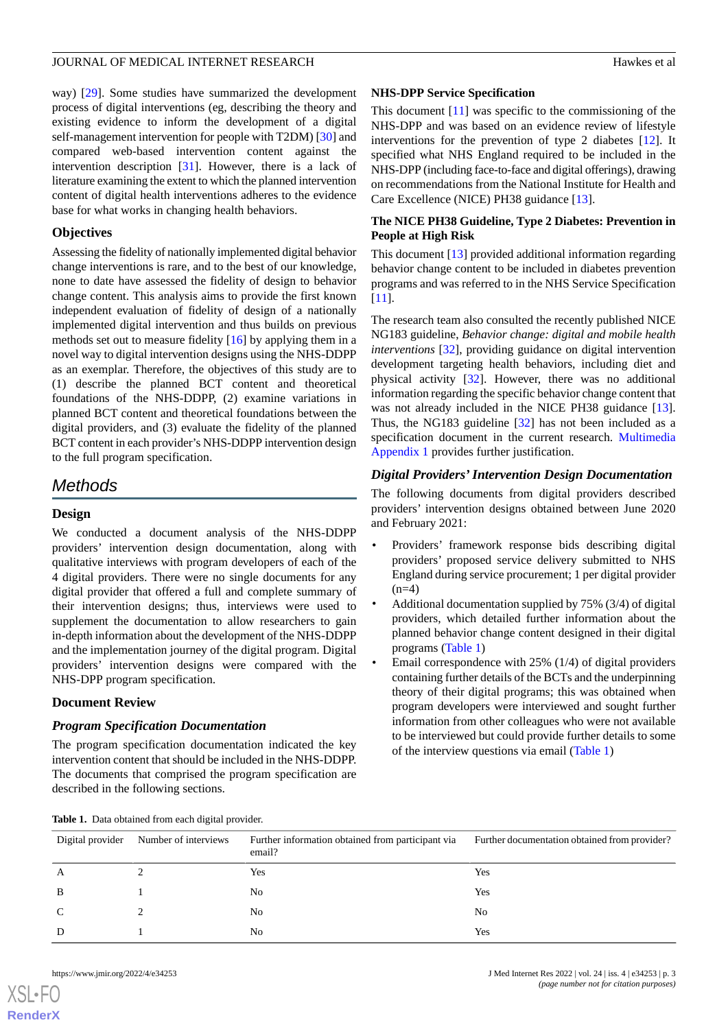way) [29]. Some studies have summarized the development process of digital interventions (eg, describing the theory and existing evidence to inform the development of a digital self-management intervention for people with T2DM) [30] and compared web-based intervention content against the intervention description [31]. However, there is a lack of literature examining the extent to which the planned intervention content of digital health interventions adheres to the evidence base for what works in changing health behaviors.

### Objectives

Assessing the fidelity of nationally implemented digital behavior change interventions is rare, and to the best of our knowledge, none to date have assessed the fidelity of design to behavior change content. This analysis aims to provide the first known independent evaluation of fidelity of design of a nationally implemented digital intervention and thus builds on previous methods set out to measure fidelity [16] by applying them in a novel way to digital intervention designs using the NHS-DDPP as an exemplar. Therefore, the objectives of this study are to (1) describe the planned BCT content and theoretical foundations of the NHS-DDPP, (2) examine variations in planned BCT content and theoretical foundations between the digital providers, and (3) evaluate the fidelity of the planned BCT content in each provider's NHS-DDPP intervention design to the full program specification.

## Methods

### Design

We conducted a document analysis of the NHS-DDPP providers' intervention design documentation, along with qualitative interviews with program developers of each of the 4 digital providers. There were no single documents for any digital provider that offered a full and complete summary of their intervention designs; thus, interviews were used to supplement the documentation to allow researchers to gain in-depth information about the development of the NHS-DDPP and the implementation journey of the digital program. Digital providers' intervention designs were compared with the NHS-DPP program specification.

### Document Review

#### *Program Specification Documentation*

The program specification documentation indicated the key intervention content that should be included in the NHS-DDPP. The documents that comprised the program specification are described in the following sections.

#### NHS-DPP Service Specification

This document [11] was specific to the commissioning of the NHS-DPP and was based on an evidence review of lifestyle interventions for the prevention of type 2 diabetes [12]. It specified what NHS England required to be included in the NHS-DPP (including face-to-face and digital offerings), drawing on recommendations from the National Institute for Health and Care Excellence (NICE) PH38 guidance [13].

#### The NICE PH38 Guideline, Type 2 Diabetes: Prevention in People at High Risk

This document [13] provided additional information regarding behavior change content to be included in diabetes prevention programs and was referred to in the NHS Service Specification [11].

The research team also consulted the recently published NICE NG183 guideline, *Behavior change: digital and mobile health interventions* [32], providing guidance on digital intervention development targeting health behaviors, including diet and physical activity [32]. However, there was no additional information regarding the specific behavior change content that was not already included in the NICE PH38 guidance [13]. Thus, the NG183 guideline [32] has not been included as a specification document in the current research. Multimedia Appendix 1 provides further justification.

#### *Digital Providers' Intervention Design Documentation*

The following documents from digital providers described providers' intervention designs obtained between June 2020 and February 2021:

- Providers' framework response bids describing digital providers' proposed service delivery submitted to NHS England during service procurement; 1 per digital provider (n=4)
- Additional documentation supplied by 75% (3/4) of digital providers, which detailed further information about the planned behavior change content designed in their digital programs (Table 1)
- Email correspondence with 25% (1/4) of digital providers containing further details of the BCTs and the underpinning theory of their digital programs; this was obtained when program developers were interviewed and sought further information from other colleagues who were not available to be interviewed but could provide further details to some of the interview questions via email (Table 1)

**Table 1.** Data obtained from each digital provider.

| Digital provider | Number of interviews | Further information obtained from participant via email? | Further documentation obtained from provider? |
|---|---|---|---|
| A | 2 | Yes | Yes |
| B | 1 | No | Yes |
| C | 2 | No | No |
| D | 1 | No | Yes |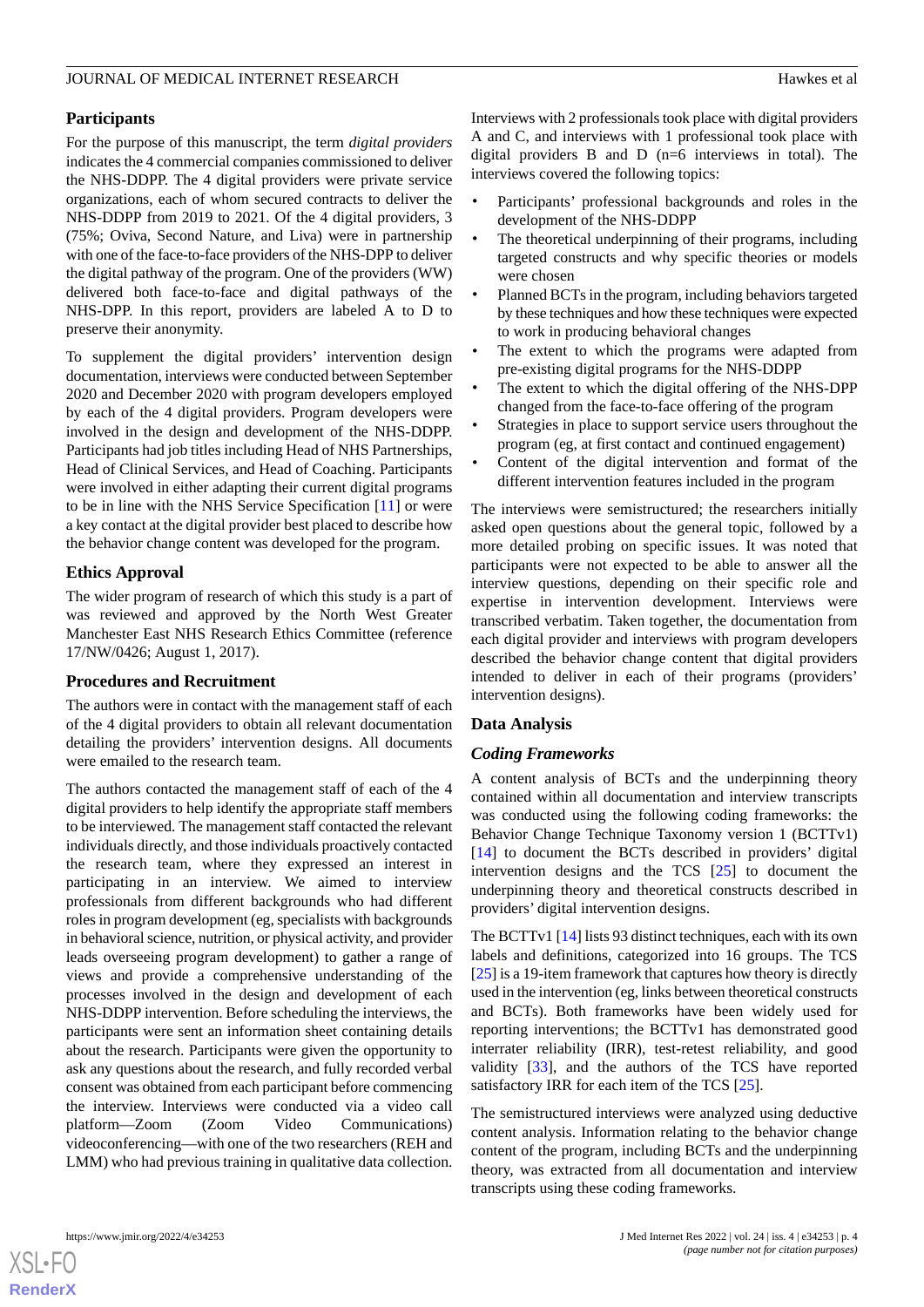### Participants

For the purpose of this manuscript, the term *digital providers* indicates the 4 commercial companies commissioned to deliver the NHS-DDPP. The 4 digital providers were private service organizations, each of whom secured contracts to deliver the NHS-DDPP from 2019 to 2021. Of the 4 digital providers, 3 (75%; Oviva, Second Nature, and Liva) were in partnership with one of the face-to-face providers of the NHS-DPP to deliver the digital pathway of the program. One of the providers (WW) delivered both face-to-face and digital pathways of the NHS-DPP. In this report, providers are labeled A to D to preserve their anonymity.

To supplement the digital providers' intervention design documentation, interviews were conducted between September 2020 and December 2020 with program developers employed by each of the 4 digital providers. Program developers were involved in the design and development of the NHS-DDPP. Participants had job titles including Head of NHS Partnerships, Head of Clinical Services, and Head of Coaching. Participants were involved in either adapting their current digital programs to be in line with the NHS Service Specification [11] or were a key contact at the digital provider best placed to describe how the behavior change content was developed for the program.

### Ethics Approval

The wider program of research of which this study is a part of was reviewed and approved by the North West Greater Manchester East NHS Research Ethics Committee (reference 17/NW/0426; August 1, 2017).

### Procedures and Recruitment

The authors were in contact with the management staff of each of the 4 digital providers to obtain all relevant documentation detailing the providers' intervention designs. All documents were emailed to the research team.

The authors contacted the management staff of each of the 4 digital providers to help identify the appropriate staff members to be interviewed. The management staff contacted the relevant individuals directly, and those individuals proactively contacted the research team, where they expressed an interest in participating in an interview. We aimed to interview professionals from different backgrounds who had different roles in program development (eg, specialists with backgrounds in behavioral science, nutrition, or physical activity, and provider leads overseeing program development) to gather a range of views and provide a comprehensive understanding of the processes involved in the design and development of each NHS-DDPP intervention. Before scheduling the interviews, the participants were sent an information sheet containing details about the research. Participants were given the opportunity to ask any questions about the research, and fully recorded verbal consent was obtained from each participant before commencing the interview. Interviews were conducted via a video call platform—Zoom (Zoom Video Communications) videoconferencing—with one of the two researchers (REH and LMM) who had previous training in qualitative data collection. Interviews with 2 professionals took place with digital providers A and C, and interviews with 1 professional took place with digital providers B and D (n=6 interviews in total). The interviews covered the following topics:

- Participants' professional backgrounds and roles in the development of the NHS-DDPP
- The theoretical underpinning of their programs, including targeted constructs and why specific theories or models were chosen
- Planned BCTs in the program, including behaviors targeted by these techniques and how these techniques were expected to work in producing behavioral changes
- The extent to which the programs were adapted from pre-existing digital programs for the NHS-DDPP
- The extent to which the digital offering of the NHS-DPP changed from the face-to-face offering of the program
- Strategies in place to support service users throughout the program (eg, at first contact and continued engagement)
- Content of the digital intervention and format of the different intervention features included in the program

The interviews were semistructured; the researchers initially asked open questions about the general topic, followed by a more detailed probing on specific issues. It was noted that participants were not expected to be able to answer all the interview questions, depending on their specific role and expertise in intervention development. Interviews were transcribed verbatim. Taken together, the documentation from each digital provider and interviews with program developers described the behavior change content that digital providers intended to deliver in each of their programs (providers' intervention designs).

### Data Analysis

#### *Coding Frameworks*

A content analysis of BCTs and the underpinning theory contained within all documentation and interview transcripts was conducted using the following coding frameworks: the Behavior Change Technique Taxonomy version 1 (BCTTv1) [14] to document the BCTs described in providers' digital intervention designs and the TCS [25] to document the underpinning theory and theoretical constructs described in providers' digital intervention designs.

The BCTTv1 [14] lists 93 distinct techniques, each with its own labels and definitions, categorized into 16 groups. The TCS [25] is a 19-item framework that captures how theory is directly used in the intervention (eg, links between theoretical constructs and BCTs). Both frameworks have been widely used for reporting interventions; the BCTTv1 has demonstrated good interrater reliability (IRR), test-retest reliability, and good validity [33], and the authors of the TCS have reported satisfactory IRR for each item of the TCS [25].

The semistructured interviews were analyzed using deductive content analysis. Information relating to the behavior change content of the program, including BCTs and the underpinning theory, was extracted from all documentation and interview transcripts using these coding frameworks.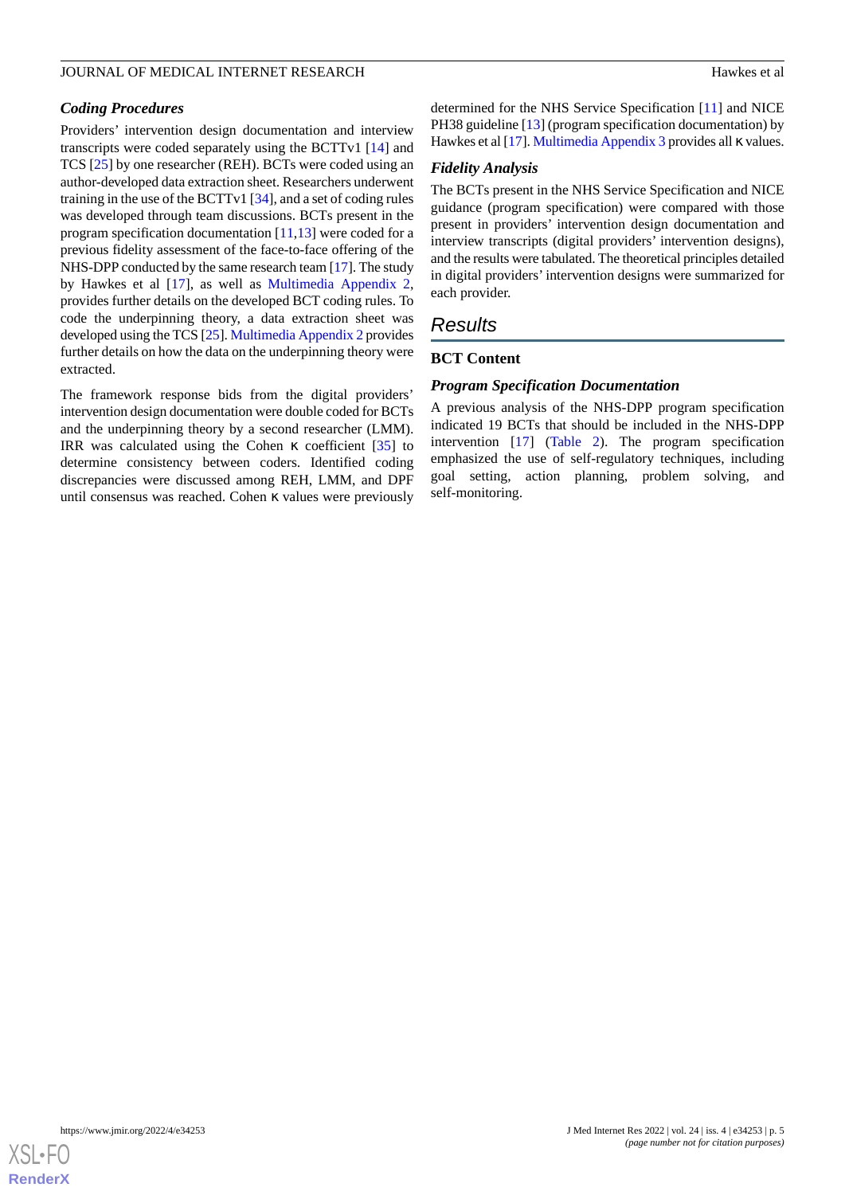### Coding Procedures

Providers' intervention design documentation and interview transcripts were coded separately using the BCTTv1 [14] and TCS [25] by one researcher (REH). BCTs were coded using an author-developed data extraction sheet. Researchers underwent training in the use of the BCTTv1 [34], and a set of coding rules was developed through team discussions. BCTs present in the program specification documentation [11,13] were coded for a previous fidelity assessment of the face-to-face offering of the NHS-DPP conducted by the same research team [17]. The study by Hawkes et al [17], as well as Multimedia Appendix 2, provides further details on the developed BCT coding rules. To code the underpinning theory, a data extraction sheet was developed using the TCS [25]. Multimedia Appendix 2 provides further details on how the data on the underpinning theory were extracted.

The framework response bids from the digital providers' intervention design documentation were double coded for BCTs and the underpinning theory by a second researcher (LMM). IRR was calculated using the Cohen κ coefficient [35] to determine consistency between coders. Identified coding discrepancies were discussed among REH, LMM, and DPF until consensus was reached. Cohen κ values were previously determined for the NHS Service Specification [11] and NICE PH38 guideline [13] (program specification documentation) by Hawkes et al [17]. Multimedia Appendix 3 provides all κ values.

### Fidelity Analysis

The BCTs present in the NHS Service Specification and NICE guidance (program specification) were compared with those present in providers' intervention design documentation and interview transcripts (digital providers' intervention designs), and the results were tabulated. The theoretical principles detailed in digital providers' intervention designs were summarized for each provider.

## Results

### BCT Content

#### Program Specification Documentation

A previous analysis of the NHS-DPP program specification indicated 19 BCTs that should be included in the NHS-DPP intervention [17] (Table 2). The program specification emphasized the use of self-regulatory techniques, including goal setting, action planning, problem solving, and self-monitoring.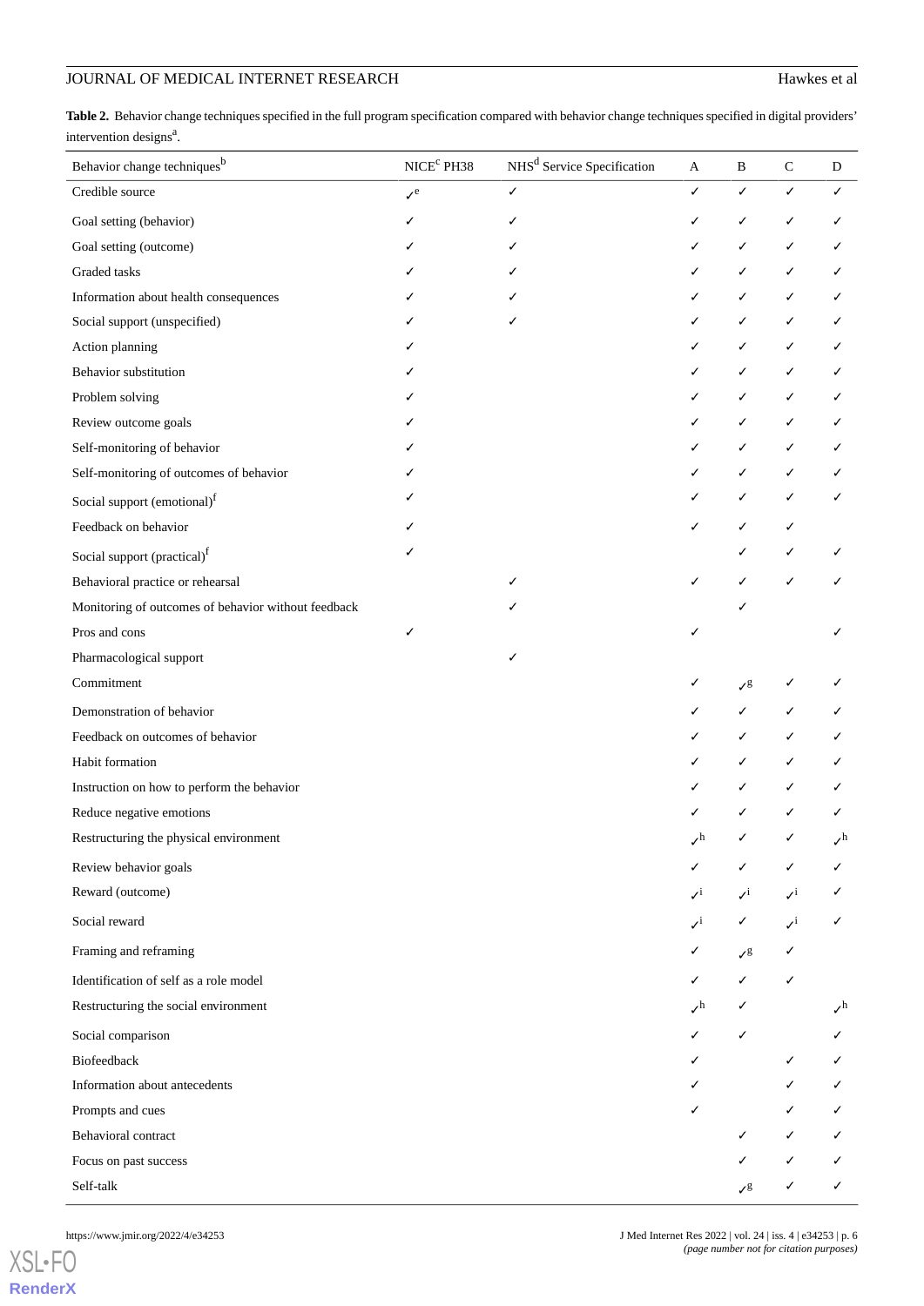**Table 2.** Behavior change techniques specified in the full program specification compared with behavior change techniques specified in digital providers' intervention designs[a].

| Behavior change techniques[b] | NICE[c] PH38 | NHS[d] Service Specification | A | B | C | D |
|---|---|---|---|---|---|---|
| Credible source | ✓[e] | ✓ | ✓ | ✓ | ✓ | ✓ |
| Goal setting (behavior) | ✓ | ✓ | ✓ | ✓ | ✓ | ✓ |
| Goal setting (outcome) | ✓ | ✓ | ✓ | ✓ | ✓ | ✓ |
| Graded tasks | ✓ | ✓ | ✓ | ✓ | ✓ | ✓ |
| Information about health consequences | ✓ | ✓ | ✓ | ✓ | ✓ | ✓ |
| Social support (unspecified) | ✓ | ✓ | ✓ | ✓ | ✓ | ✓ |
| Action planning | ✓ | | ✓ | ✓ | ✓ | ✓ |
| Behavior substitution | ✓ | | ✓ | ✓ | ✓ | ✓ |
| Problem solving | ✓ | | ✓ | ✓ | ✓ | ✓ |
| Review outcome goals | ✓ | | ✓ | ✓ | ✓ | ✓ |
| Self-monitoring of behavior | ✓ | | ✓ | ✓ | ✓ | ✓ |
| Self-monitoring of outcomes of behavior | ✓ | | ✓ | ✓ | ✓ | ✓ |
| Social support (emotional)[f] | ✓ | | ✓ | ✓ | ✓ | ✓ |
| Feedback on behavior | ✓ | | ✓ | ✓ | ✓ | |
| Social support (practical)[f] | ✓ | | | ✓ | ✓ | ✓ |
| Behavioral practice or rehearsal | | ✓ | ✓ | ✓ | ✓ | ✓ |
| Monitoring of outcomes of behavior without feedback | | ✓ | | ✓ | | |
| Pros and cons | ✓ | | ✓ | | | ✓ |
| Pharmacological support | | ✓ | | | | |
| Commitment | | | ✓ | ✓[g] | ✓ | ✓ |
| Demonstration of behavior | | | ✓ | ✓ | ✓ | ✓ |
| Feedback on outcomes of behavior | | | ✓ | ✓ | ✓ | ✓ |
| Habit formation | | | ✓ | ✓ | ✓ | ✓ |
| Instruction on how to perform the behavior | | | ✓ | ✓ | ✓ | ✓ |
| Reduce negative emotions | | | ✓ | ✓ | ✓ | ✓ |
| Restructuring the physical environment | | | ✓[h] | ✓ | ✓ | ✓[h] |
| Review behavior goals | | | ✓ | ✓ | ✓ | ✓ |
| Reward (outcome) | | | ✓[i] | ✓[i] | ✓[i] | ✓ |
| Social reward | | | ✓[i] | ✓ | ✓[i] | ✓ |
| Framing and reframing | | | ✓ | ✓[g] | ✓ | |
| Identification of self as a role model | | | ✓ | ✓ | ✓ | |
| Restructuring the social environment | | | ✓[h] | ✓ | | ✓[h] |
| Social comparison | | | ✓ | ✓ | | ✓ |
| Biofeedback | | | ✓ | | ✓ | ✓ |
| Information about antecedents | | | ✓ | | ✓ | ✓ |
| Prompts and cues | | | ✓ | | ✓ | ✓ |
| Behavioral contract | | | | ✓ | ✓ | ✓ |
| Focus on past success | | | | ✓ | ✓ | ✓ |
| Self-talk | | | | ✓[g] | ✓ | ✓ |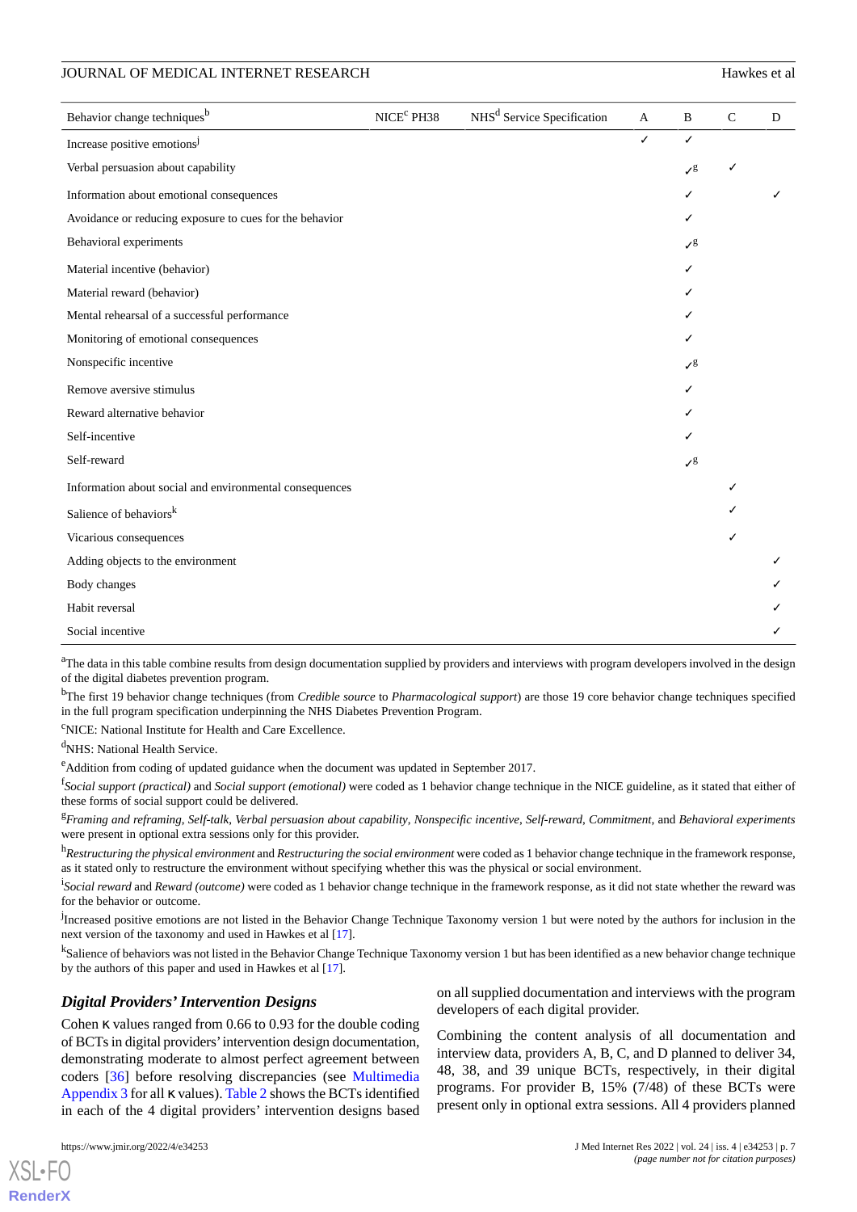| Behavior change techniques[b] | NICE[c] PH38 | NHS[d] Service Specification | A | B | C | D |
|---|---|---|---|---|---|---|
| Increase positive emotions[j] | | | ✓ | ✓ | | |
| Verbal persuasion about capability | | | | ✓[g] | ✓ | |
| Information about emotional consequences | | | | ✓ | | ✓ |
| Avoidance or reducing exposure to cues for the behavior | | | | ✓ | | |
| Behavioral experiments | | | | ✓[g] | | |
| Material incentive (behavior) | | | | ✓ | | |
| Material reward (behavior) | | | | ✓ | | |
| Mental rehearsal of a successful performance | | | | ✓ | | |
| Monitoring of emotional consequences | | | | ✓ | | |
| Nonspecific incentive | | | | ✓[g] | | |
| Remove aversive stimulus | | | | ✓ | | |
| Reward alternative behavior | | | | ✓ | | |
| Self-incentive | | | | ✓ | | |
| Self-reward | | | | ✓[g] | | |
| Information about social and environmental consequences | | | | | ✓ | |
| Salience of behaviors[k] | | | | | ✓ | |
| Vicarious consequences | | | | | ✓ | |
| Adding objects to the environment | | | | | | ✓ |
| Body changes | | | | | | ✓ |
| Habit reversal | | | | | | ✓ |
| Social incentive | | | | | | ✓ |

[a]The data in this table combine results from design documentation supplied by providers and interviews with program developers involved in the design of the digital diabetes prevention program.

[b]The first 19 behavior change techniques (from *Credible source* to *Pharmacological support*) are those 19 core behavior change techniques specified in the full program specification underpinning the NHS Diabetes Prevention Program.

[c]NICE: National Institute for Health and Care Excellence.

[d]NHS: National Health Service.

[e]Addition from coding of updated guidance when the document was updated in September 2017.

[f]*Social support (practical)* and *Social support (emotional)* were coded as 1 behavior change technique in the NICE guideline, as it stated that either of these forms of social support could be delivered.

[g]*Framing and reframing*, *Self-talk*, *Verbal persuasion about capability*, *Nonspecific incentive*, *Self-reward*, *Commitment*, and *Behavioral experiments* were present in optional extra sessions only for this provider.

[h]*Restructuring the physical environment* and *Restructuring the social environment* were coded as 1 behavior change technique in the framework response, as it stated only to restructure the environment without specifying whether this was the physical or social environment.

[i]*Social reward* and *Reward (outcome)* were coded as 1 behavior change technique in the framework response, as it did not state whether the reward was for the behavior or outcome.

[j]Increased positive emotions are not listed in the Behavior Change Technique Taxonomy version 1 but were noted by the authors for inclusion in the next version of the taxonomy and used in Hawkes et al [17].

[k]Salience of behaviors was not listed in the Behavior Change Technique Taxonomy version 1 but has been identified as a new behavior change technique by the authors of this paper and used in Hawkes et al [17].

### *Digital Providers' Intervention Designs*

Cohen κ values ranged from 0.66 to 0.93 for the double coding of BCTs in digital providers' intervention design documentation, demonstrating moderate to almost perfect agreement between coders [36] before resolving discrepancies (see Multimedia Appendix 3 for all κ values). Table 2 shows the BCTs identified in each of the 4 digital providers' intervention designs based on all supplied documentation and interviews with the program developers of each digital provider.

Combining the content analysis of all documentation and interview data, providers A, B, C, and D planned to deliver 34, 48, 38, and 39 unique BCTs, respectively, in their digital programs. For provider B, 15% (7/48) of these BCTs were present only in optional extra sessions. All 4 providers planned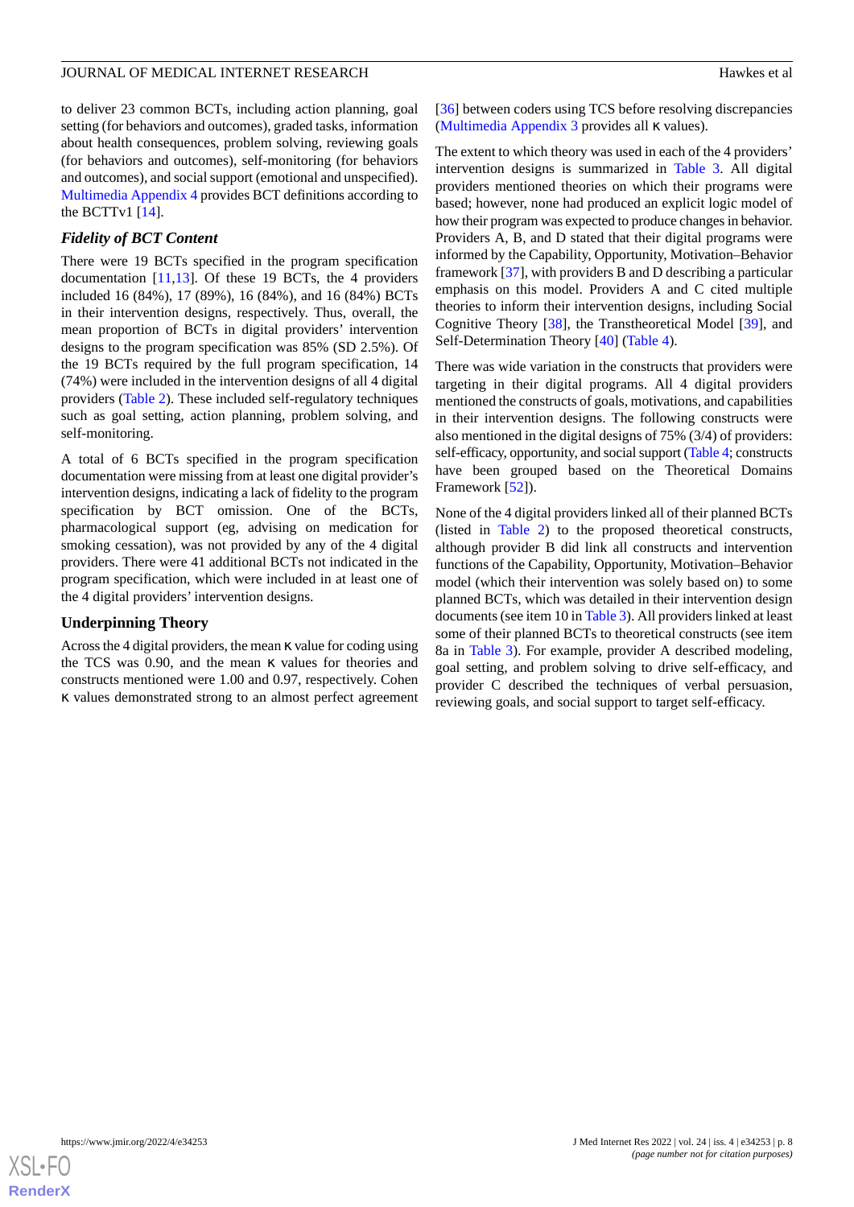to deliver 23 common BCTs, including action planning, goal setting (for behaviors and outcomes), graded tasks, information about health consequences, problem solving, reviewing goals (for behaviors and outcomes), self-monitoring (for behaviors and outcomes), and social support (emotional and unspecified). Multimedia Appendix 4 provides BCT definitions according to the BCTTv1 [14].

### *Fidelity of BCT Content*

There were 19 BCTs specified in the program specification documentation [11,13]. Of these 19 BCTs, the 4 providers included 16 (84%), 17 (89%), 16 (84%), and 16 (84%) BCTs in their intervention designs, respectively. Thus, overall, the mean proportion of BCTs in digital providers' intervention designs to the program specification was 85% (SD 2.5%). Of the 19 BCTs required by the full program specification, 14 (74%) were included in the intervention designs of all 4 digital providers (Table 2). These included self-regulatory techniques such as goal setting, action planning, problem solving, and self-monitoring.

A total of 6 BCTs specified in the program specification documentation were missing from at least one digital provider's intervention designs, indicating a lack of fidelity to the program specification by BCT omission. One of the BCTs, pharmacological support (eg, advising on medication for smoking cessation), was not provided by any of the 4 digital providers. There were 41 additional BCTs not indicated in the program specification, which were included in at least one of the 4 digital providers' intervention designs.

### Underpinning Theory

Across the 4 digital providers, the mean κ value for coding using the TCS was 0.90, and the mean κ values for theories and constructs mentioned were 1.00 and 0.97, respectively. Cohen κ values demonstrated strong to an almost perfect agreement [36] between coders using TCS before resolving discrepancies (Multimedia Appendix 3 provides all κ values).

The extent to which theory was used in each of the 4 providers' intervention designs is summarized in Table 3. All digital providers mentioned theories on which their programs were based; however, none had produced an explicit logic model of how their program was expected to produce changes in behavior. Providers A, B, and D stated that their digital programs were informed by the Capability, Opportunity, Motivation–Behavior framework [37], with providers B and D describing a particular emphasis on this model. Providers A and C cited multiple theories to inform their intervention designs, including Social Cognitive Theory [38], the Transtheoretical Model [39], and Self-Determination Theory [40] (Table 4).

There was wide variation in the constructs that providers were targeting in their digital programs. All 4 digital providers mentioned the constructs of goals, motivations, and capabilities in their intervention designs. The following constructs were also mentioned in the digital designs of 75% (3/4) of providers: self-efficacy, opportunity, and social support (Table 4; constructs have been grouped based on the Theoretical Domains Framework [52]).

None of the 4 digital providers linked all of their planned BCTs (listed in Table 2) to the proposed theoretical constructs, although provider B did link all constructs and intervention functions of the Capability, Opportunity, Motivation–Behavior model (which their intervention was solely based on) to some planned BCTs, which was detailed in their intervention design documents (see item 10 in Table 3). All providers linked at least some of their planned BCTs to theoretical constructs (see item 8a in Table 3). For example, provider A described modeling, goal setting, and problem solving to drive self-efficacy, and provider C described the techniques of verbal persuasion, reviewing goals, and social support to target self-efficacy.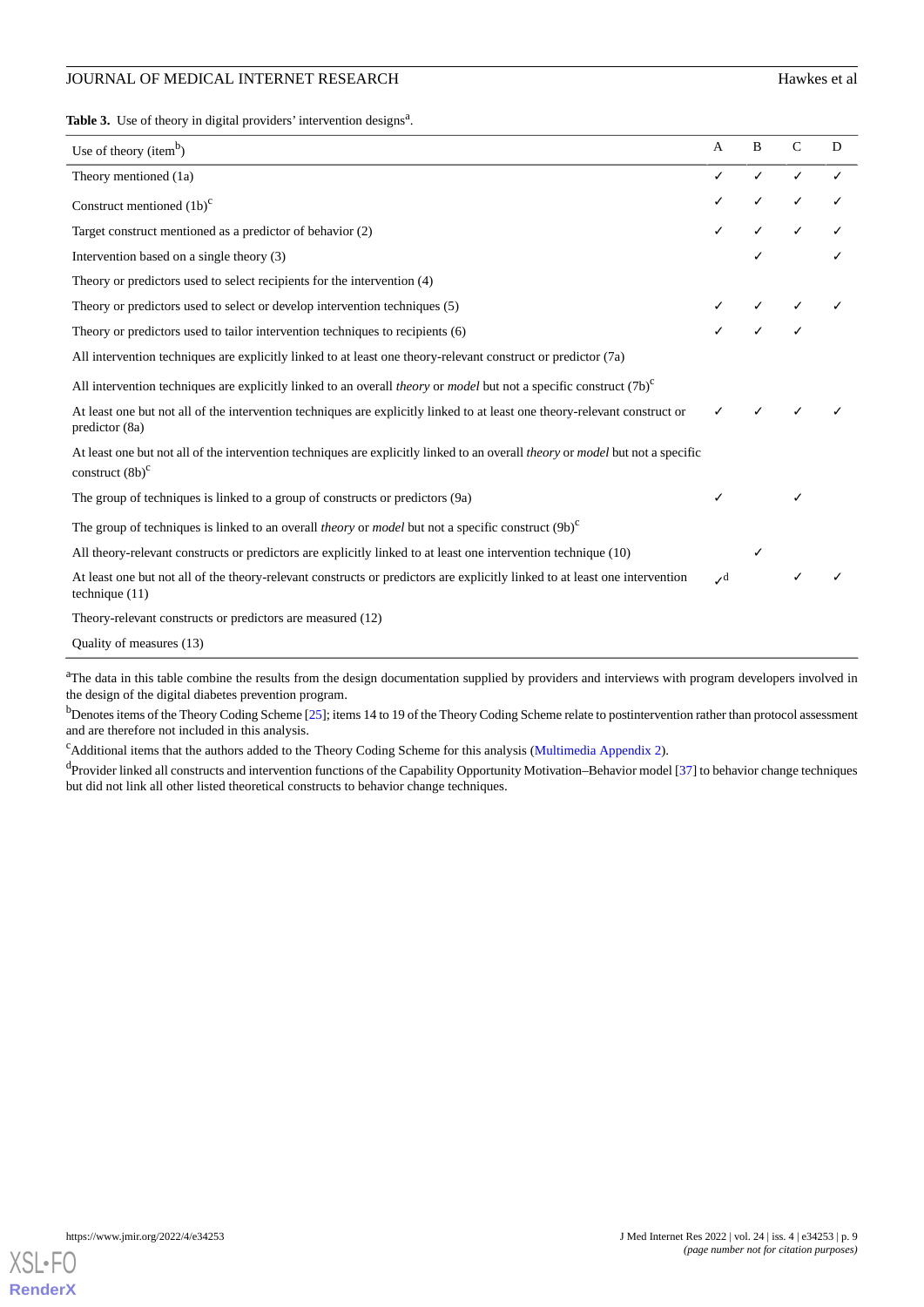**Table 3.** Use of theory in digital providers' intervention designs[a].

| Use of theory (item[b]) | A | B | C | D |
|---|---|---|---|---|
| Theory mentioned (1a) | ✓ | ✓ | ✓ | ✓ |
| Construct mentioned (1b)[c] | ✓ | ✓ | ✓ | ✓ |
| Target construct mentioned as a predictor of behavior (2) | ✓ | ✓ | ✓ | ✓ |
| Intervention based on a single theory (3) | | ✓ | | ✓ |
| Theory or predictors used to select recipients for the intervention (4) | | | | |
| Theory or predictors used to select or develop intervention techniques (5) | ✓ | ✓ | ✓ | ✓ |
| Theory or predictors used to tailor intervention techniques to recipients (6) | ✓ | ✓ | ✓ | |
| All intervention techniques are explicitly linked to at least one theory-relevant construct or predictor (7a) | | | | |
| All intervention techniques are explicitly linked to an overall *theory* or *model* but not a specific construct (7b)[c] | | | | |
| At least one but not all of the intervention techniques are explicitly linked to at least one theory-relevant construct or predictor (8a) | ✓ | ✓ | ✓ | ✓ |
| At least one but not all of the intervention techniques are explicitly linked to an overall *theory* or *model* but not a specific construct (8b)[c] | | | | |
| The group of techniques is linked to a group of constructs or predictors (9a) | ✓ | | ✓ | |
| The group of techniques is linked to an overall *theory* or *model* but not a specific construct (9b)[c] | | | | |
| All theory-relevant constructs or predictors are explicitly linked to at least one intervention technique (10) | | ✓ | | |
| At least one but not all of the theory-relevant constructs or predictors are explicitly linked to at least one intervention technique (11) | ✓[d] | | ✓ | ✓ |
| Theory-relevant constructs or predictors are measured (12) | | | | |
| Quality of measures (13) | | | | |

[a]The data in this table combine the results from the design documentation supplied by providers and interviews with program developers involved in the design of the digital diabetes prevention program.

[b]Denotes items of the Theory Coding Scheme [25]; items 14 to 19 of the Theory Coding Scheme relate to postintervention rather than protocol assessment and are therefore not included in this analysis.

[c]Additional items that the authors added to the Theory Coding Scheme for this analysis (Multimedia Appendix 2).

[d]Provider linked all constructs and intervention functions of the Capability Opportunity Motivation–Behavior model [37] to behavior change techniques but did not link all other listed theoretical constructs to behavior change techniques.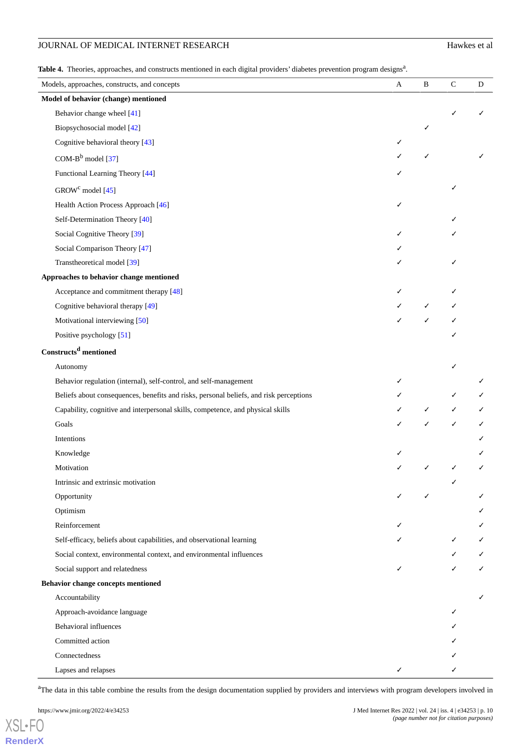**Table 4.** Theories, approaches, and constructs mentioned in each digital providers' diabetes prevention program designs[a].

| Models, approaches, constructs, and concepts | A | B | C | D |
|---|---|---|---|---|
| **Model of behavior (change) mentioned** | | | | |
| Behavior change wheel [41] | | | ✓ | ✓ |
| Biopsychosocial model [42] | | ✓ | | |
| Cognitive behavioral theory [43] | ✓ | | | |
| COM-B[b] model [37] | ✓ | ✓ | | ✓ |
| Functional Learning Theory [44] | ✓ | | | |
| GROW[c] model [45] | | | ✓ | |
| Health Action Process Approach [46] | ✓ | | | |
| Self-Determination Theory [40] | | | ✓ | |
| Social Cognitive Theory [39] | ✓ | | ✓ | |
| Social Comparison Theory [47] | ✓ | | | |
| Transtheoretical model [39] | ✓ | | ✓ | |
| **Approaches to behavior change mentioned** | | | | |
| Acceptance and commitment therapy [48] | ✓ | | ✓ | |
| Cognitive behavioral therapy [49] | ✓ | ✓ | ✓ | |
| Motivational interviewing [50] | ✓ | ✓ | ✓ | |
| Positive psychology [51] | | | ✓ | |
| **Constructs[d] mentioned** | | | | |
| Autonomy | | | ✓ | |
| Behavior regulation (internal), self-control, and self-management | ✓ | | | ✓ |
| Beliefs about consequences, benefits and risks, personal beliefs, and risk perceptions | ✓ | | ✓ | ✓ |
| Capability, cognitive and interpersonal skills, competence, and physical skills | ✓ | ✓ | ✓ | ✓ |
| Goals | ✓ | ✓ | ✓ | ✓ |
| Intentions | | | | ✓ |
| Knowledge | ✓ | | | ✓ |
| Motivation | ✓ | ✓ | ✓ | ✓ |
| Intrinsic and extrinsic motivation | | | ✓ | |
| Opportunity | ✓ | ✓ | | ✓ |
| Optimism | | | | ✓ |
| Reinforcement | ✓ | | | ✓ |
| Self-efficacy, beliefs about capabilities, and observational learning | ✓ | | ✓ | ✓ |
| Social context, environmental context, and environmental influences | | | ✓ | ✓ |
| Social support and relatedness | ✓ | | ✓ | ✓ |
| **Behavior change concepts mentioned** | | | | |
| Accountability | | | | ✓ |
| Approach-avoidance language | | | ✓ | |
| Behavioral influences | | | ✓ | |
| Committed action | | | ✓ | |
| Connectedness | | | ✓ | |
| Lapses and relapses | ✓ | | ✓ | |

[a]The data in this table combine the results from the design documentation supplied by providers and interviews with program developers involved in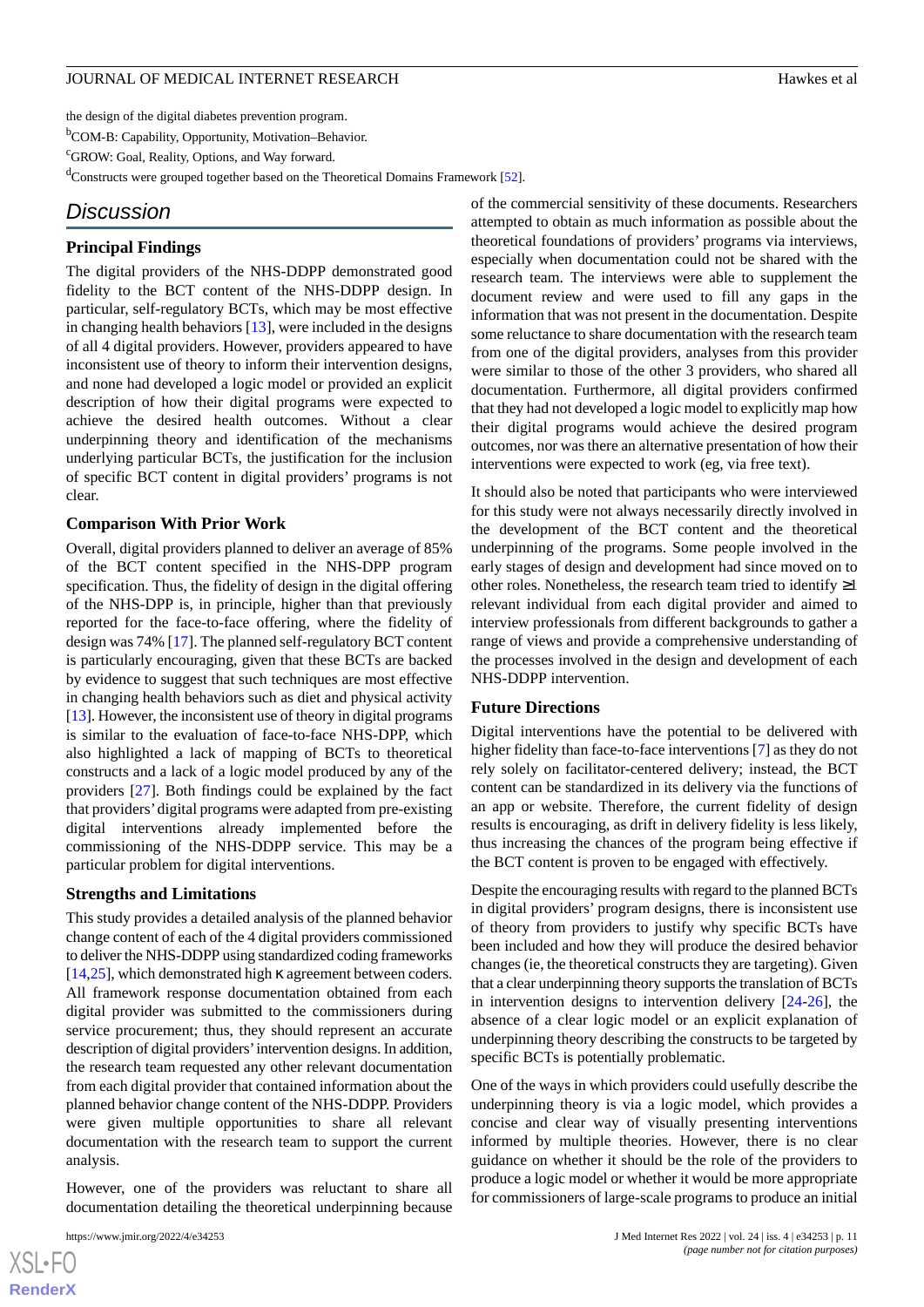the design of the digital diabetes prevention program.

[b]COM-B: Capability, Opportunity, Motivation–Behavior.

[c]GROW: Goal, Reality, Options, and Way forward.

[d]Constructs were grouped together based on the Theoretical Domains Framework [52].

## Discussion

### Principal Findings

The digital providers of the NHS-DDPP demonstrated good fidelity to the BCT content of the NHS-DDPP design. In particular, self-regulatory BCTs, which may be most effective in changing health behaviors [13], were included in the designs of all 4 digital providers. However, providers appeared to have inconsistent use of theory to inform their intervention designs, and none had developed a logic model or provided an explicit description of how their digital programs were expected to achieve the desired health outcomes. Without a clear underpinning theory and identification of the mechanisms underlying particular BCTs, the justification for the inclusion of specific BCT content in digital providers' programs is not clear.

### Comparison With Prior Work

Overall, digital providers planned to deliver an average of 85% of the BCT content specified in the NHS-DPP program specification. Thus, the fidelity of design in the digital offering of the NHS-DPP is, in principle, higher than that previously reported for the face-to-face offering, where the fidelity of design was 74% [17]. The planned self-regulatory BCT content is particularly encouraging, given that these BCTs are backed by evidence to suggest that such techniques are most effective in changing health behaviors such as diet and physical activity [13]. However, the inconsistent use of theory in digital programs is similar to the evaluation of face-to-face NHS-DPP, which also highlighted a lack of mapping of BCTs to theoretical constructs and a lack of a logic model produced by any of the providers [27]. Both findings could be explained by the fact that providers' digital programs were adapted from pre-existing digital interventions already implemented before the commissioning of the NHS-DDPP service. This may be a particular problem for digital interventions.

### Strengths and Limitations

This study provides a detailed analysis of the planned behavior change content of each of the 4 digital providers commissioned to deliver the NHS-DDPP using standardized coding frameworks [14,25], which demonstrated high κ agreement between coders. All framework response documentation obtained from each digital provider was submitted to the commissioners during service procurement; thus, they should represent an accurate description of digital providers' intervention designs. In addition, the research team requested any other relevant documentation from each digital provider that contained information about the planned behavior change content of the NHS-DDPP. Providers were given multiple opportunities to share all relevant documentation with the research team to support the current analysis.

However, one of the providers was reluctant to share all documentation detailing the theoretical underpinning because of the commercial sensitivity of these documents. Researchers attempted to obtain as much information as possible about the theoretical foundations of providers' programs via interviews, especially when documentation could not be shared with the research team. The interviews were able to supplement the document review and were used to fill any gaps in the information that was not present in the documentation. Despite some reluctance to share documentation with the research team from one of the digital providers, analyses from this provider were similar to those of the other 3 providers, who shared all documentation. Furthermore, all digital providers confirmed that they had not developed a logic model to explicitly map how their digital programs would achieve the desired program outcomes, nor was there an alternative presentation of how their interventions were expected to work (eg, via free text).

It should also be noted that participants who were interviewed for this study were not always necessarily directly involved in the development of the BCT content and the theoretical underpinning of the programs. Some people involved in the early stages of design and development had since moved on to other roles. Nonetheless, the research team tried to identify ≥1 relevant individual from each digital provider and aimed to interview professionals from different backgrounds to gather a range of views and provide a comprehensive understanding of the processes involved in the design and development of each NHS-DDPP intervention.

### Future Directions

Digital interventions have the potential to be delivered with higher fidelity than face-to-face interventions [7] as they do not rely solely on facilitator-centered delivery; instead, the BCT content can be standardized in its delivery via the functions of an app or website. Therefore, the current fidelity of design results is encouraging, as drift in delivery fidelity is less likely, thus increasing the chances of the program being effective if the BCT content is proven to be engaged with effectively.

Despite the encouraging results with regard to the planned BCTs in digital providers' program designs, there is inconsistent use of theory from providers to justify why specific BCTs have been included and how they will produce the desired behavior changes (ie, the theoretical constructs they are targeting). Given that a clear underpinning theory supports the translation of BCTs in intervention designs to intervention delivery [24-26], the absence of a clear logic model or an explicit explanation of underpinning theory describing the constructs to be targeted by specific BCTs is potentially problematic.

One of the ways in which providers could usefully describe the underpinning theory is via a logic model, which provides a concise and clear way of visually presenting interventions informed by multiple theories. However, there is no clear guidance on whether it should be the role of the providers to produce a logic model or whether it would be more appropriate for commissioners of large-scale programs to produce an initial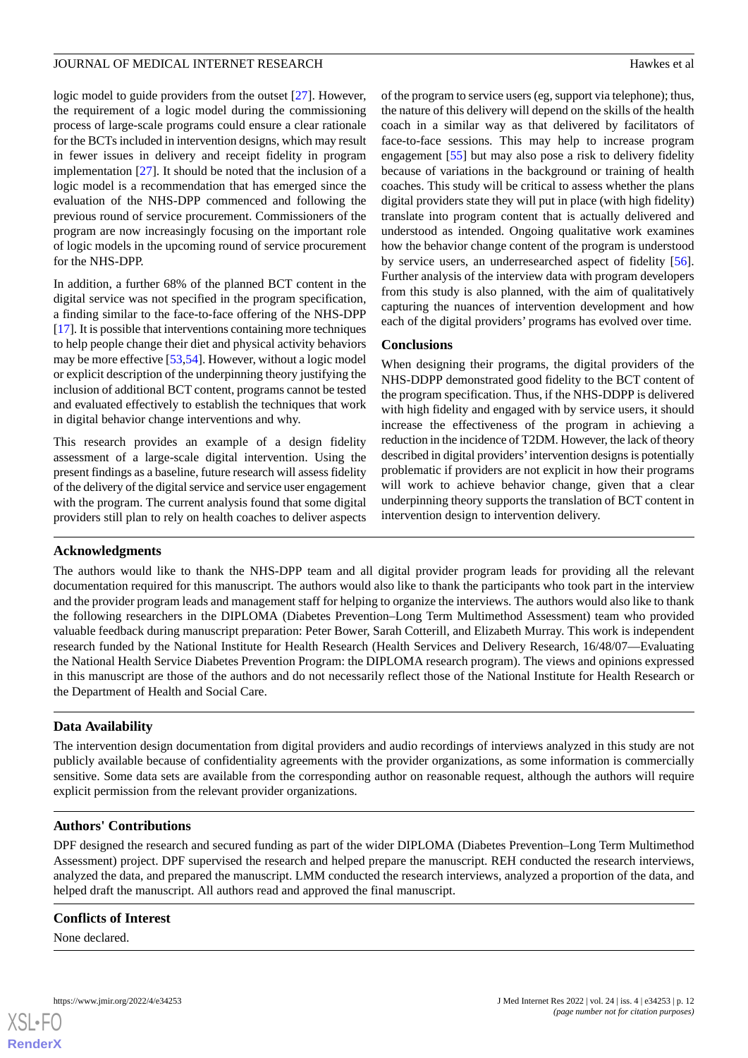logic model to guide providers from the outset [27]. However, the requirement of a logic model during the commissioning process of large-scale programs could ensure a clear rationale for the BCTs included in intervention designs, which may result in fewer issues in delivery and receipt fidelity in program implementation [27]. It should be noted that the inclusion of a logic model is a recommendation that has emerged since the evaluation of the NHS-DPP commenced and following the previous round of service procurement. Commissioners of the program are now increasingly focusing on the important role of logic models in the upcoming round of service procurement for the NHS-DPP.

In addition, a further 68% of the planned BCT content in the digital service was not specified in the program specification, a finding similar to the face-to-face offering of the NHS-DPP [17]. It is possible that interventions containing more techniques to help people change their diet and physical activity behaviors may be more effective [53,54]. However, without a logic model or explicit description of the underpinning theory justifying the inclusion of additional BCT content, programs cannot be tested and evaluated effectively to establish the techniques that work in digital behavior change interventions and why.

This research provides an example of a design fidelity assessment of a large-scale digital intervention. Using the present findings as a baseline, future research will assess fidelity of the delivery of the digital service and service user engagement with the program. The current analysis found that some digital providers still plan to rely on health coaches to deliver aspects of the program to service users (eg, support via telephone); thus, the nature of this delivery will depend on the skills of the health coach in a similar way as that delivered by facilitators of face-to-face sessions. This may help to increase program engagement [55] but may also pose a risk to delivery fidelity because of variations in the background or training of health coaches. This study will be critical to assess whether the plans digital providers state they will put in place (with high fidelity) translate into program content that is actually delivered and understood as intended. Ongoing qualitative work examines how the behavior change content of the program is understood by service users, an underresearched aspect of fidelity [56]. Further analysis of the interview data with program developers from this study is also planned, with the aim of qualitatively capturing the nuances of intervention development and how each of the digital providers' programs has evolved over time.

### Conclusions

When designing their programs, the digital providers of the NHS-DDPP demonstrated good fidelity to the BCT content of the program specification. Thus, if the NHS-DDPP is delivered with high fidelity and engaged with by service users, it should increase the effectiveness of the program in achieving a reduction in the incidence of T2DM. However, the lack of theory described in digital providers' intervention designs is potentially problematic if providers are not explicit in how their programs will work to achieve behavior change, given that a clear underpinning theory supports the translation of BCT content in intervention design to intervention delivery.

## Acknowledgments

The authors would like to thank the NHS-DPP team and all digital provider program leads for providing all the relevant documentation required for this manuscript. The authors would also like to thank the participants who took part in the interview and the provider program leads and management staff for helping to organize the interviews. The authors would also like to thank the following researchers in the DIPLOMA (Diabetes Prevention–Long Term Multimethod Assessment) team who provided valuable feedback during manuscript preparation: Peter Bower, Sarah Cotterill, and Elizabeth Murray. This work is independent research funded by the National Institute for Health Research (Health Services and Delivery Research, 16/48/07—Evaluating the National Health Service Diabetes Prevention Program: the DIPLOMA research program). The views and opinions expressed in this manuscript are those of the authors and do not necessarily reflect those of the National Institute for Health Research or the Department of Health and Social Care.

## Data Availability

The intervention design documentation from digital providers and audio recordings of interviews analyzed in this study are not publicly available because of confidentiality agreements with the provider organizations, as some information is commercially sensitive. Some data sets are available from the corresponding author on reasonable request, although the authors will require explicit permission from the relevant provider organizations.

## Authors' Contributions

DPF designed the research and secured funding as part of the wider DIPLOMA (Diabetes Prevention–Long Term Multimethod Assessment) project. DPF supervised the research and helped prepare the manuscript. REH conducted the research interviews, analyzed the data, and prepared the manuscript. LMM conducted the research interviews, analyzed a proportion of the data, and helped draft the manuscript. All authors read and approved the final manuscript.

## Conflicts of Interest

None declared.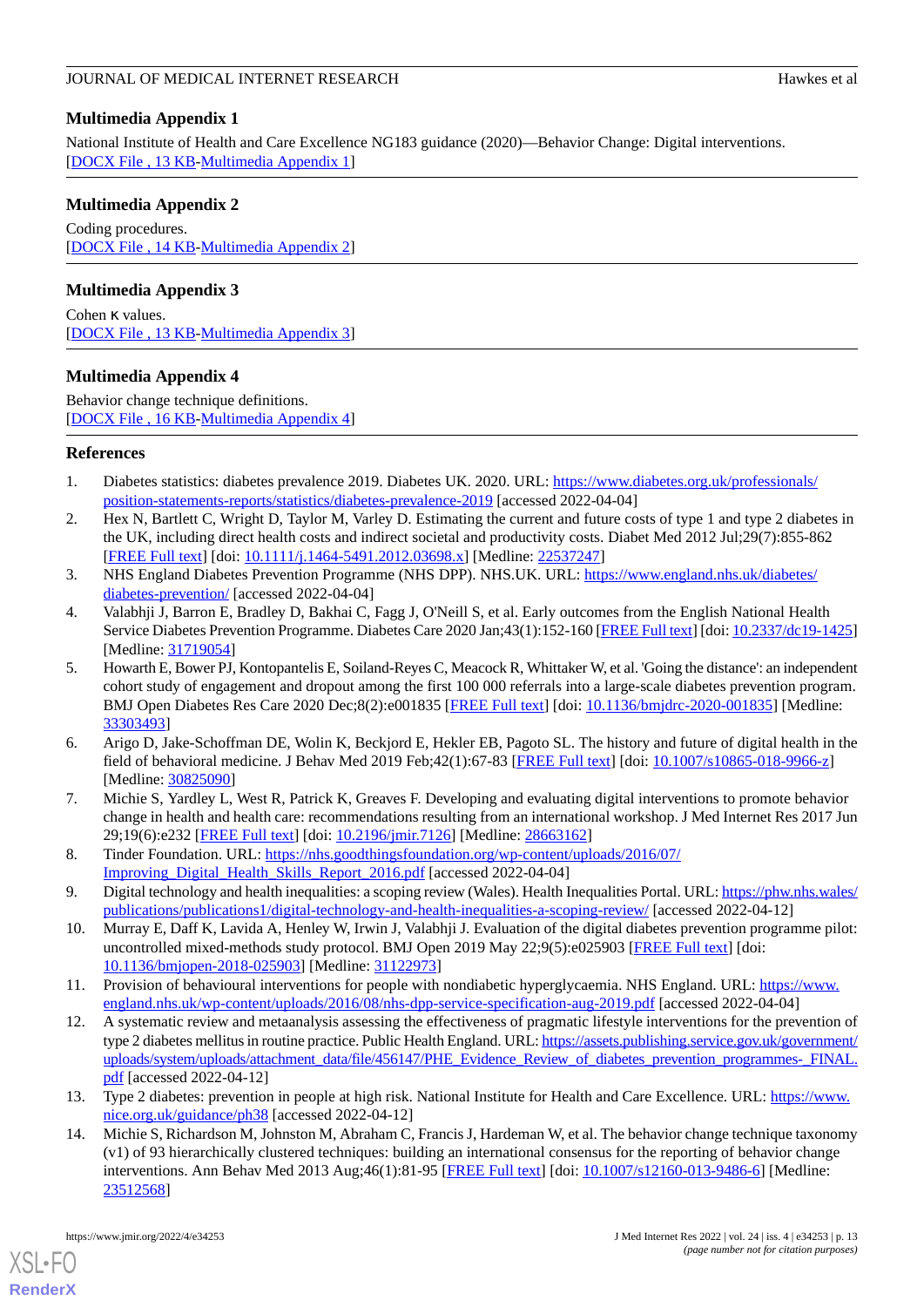## Multimedia Appendix 1

National Institute of Health and Care Excellence NG183 guidance (2020)—Behavior Change: Digital interventions.
[DOCX File , 13 KB-Multimedia Appendix 1]

## Multimedia Appendix 2

Coding procedures.
[DOCX File , 14 KB-Multimedia Appendix 2]

## Multimedia Appendix 3

Cohen κ values.
[DOCX File , 13 KB-Multimedia Appendix 3]

## Multimedia Appendix 4

Behavior change technique definitions.
[DOCX File , 16 KB-Multimedia Appendix 4]

## References

1. Diabetes statistics: diabetes prevalence 2019. Diabetes UK. 2020. URL: https://www.diabetes.org.uk/professionals/position-statements-reports/statistics/diabetes-prevalence-2019 [accessed 2022-04-04]
2. Hex N, Bartlett C, Wright D, Taylor M, Varley D. Estimating the current and future costs of type 1 and type 2 diabetes in the UK, including direct health costs and indirect societal and productivity costs. Diabet Med 2012 Jul;29(7):855-862 [FREE Full text] [doi: 10.1111/j.1464-5491.2012.03698.x] [Medline: 22537247]
3. NHS England Diabetes Prevention Programme (NHS DPP). NHS.UK. URL: https://www.england.nhs.uk/diabetes/diabetes-prevention/ [accessed 2022-04-04]
4. Valabhji J, Barron E, Bradley D, Bakhai C, Fagg J, O'Neill S, et al. Early outcomes from the English National Health Service Diabetes Prevention Programme. Diabetes Care 2020 Jan;43(1):152-160 [FREE Full text] [doi: 10.2337/dc19-1425] [Medline: 31719054]
5. Howarth E, Bower PJ, Kontopantelis E, Soiland-Reyes C, Meacock R, Whittaker W, et al. 'Going the distance': an independent cohort study of engagement and dropout among the first 100 000 referrals into a large-scale diabetes prevention program. BMJ Open Diabetes Res Care 2020 Dec;8(2):e001835 [FREE Full text] [doi: 10.1136/bmjdrc-2020-001835] [Medline: 33303493]
6. Arigo D, Jake-Schoffman DE, Wolin K, Beckjord E, Hekler EB, Pagoto SL. The history and future of digital health in the field of behavioral medicine. J Behav Med 2019 Feb;42(1):67-83 [FREE Full text] [doi: 10.1007/s10865-018-9966-z] [Medline: 30825090]
7. Michie S, Yardley L, West R, Patrick K, Greaves F. Developing and evaluating digital interventions to promote behavior change in health and health care: recommendations resulting from an international workshop. J Med Internet Res 2017 Jun 29;19(6):e232 [FREE Full text] [doi: 10.2196/jmir.7126] [Medline: 28663162]
8. Tinder Foundation. URL: https://nhs.goodthingsfoundation.org/wp-content/uploads/2016/07/Improving_Digital_Health_Skills_Report_2016.pdf [accessed 2022-04-04]
9. Digital technology and health inequalities: a scoping review (Wales). Health Inequalities Portal. URL: https://phw.nhs.wales/publications/publications1/digital-technology-and-health-inequalities-a-scoping-review/ [accessed 2022-04-12]
10. Murray E, Daff K, Lavida A, Henley W, Irwin J, Valabhji J. Evaluation of the digital diabetes prevention programme pilot: uncontrolled mixed-methods study protocol. BMJ Open 2019 May 22;9(5):e025903 [FREE Full text] [doi: 10.1136/bmjopen-2018-025903] [Medline: 31122973]
11. Provision of behavioural interventions for people with nondiabetic hyperglycaemia. NHS England. URL: https://www.england.nhs.uk/wp-content/uploads/2016/08/nhs-dpp-service-specification-aug-2019.pdf [accessed 2022-04-04]
12. A systematic review and metaanalysis assessing the effectiveness of pragmatic lifestyle interventions for the prevention of type 2 diabetes mellitus in routine practice. Public Health England. URL: https://assets.publishing.service.gov.uk/government/uploads/system/uploads/attachment_data/file/456147/PHE_Evidence_Review_of_diabetes_prevention_programmes-_FINAL.pdf [accessed 2022-04-12]
13. Type 2 diabetes: prevention in people at high risk. National Institute for Health and Care Excellence. URL: https://www.nice.org.uk/guidance/ph38 [accessed 2022-04-12]
14. Michie S, Richardson M, Johnston M, Abraham C, Francis J, Hardeman W, et al. The behavior change technique taxonomy (v1) of 93 hierarchically clustered techniques: building an international consensus for the reporting of behavior change interventions. Ann Behav Med 2013 Aug;46(1):81-95 [FREE Full text] [doi: 10.1007/s12160-013-9486-6] [Medline: 23512568]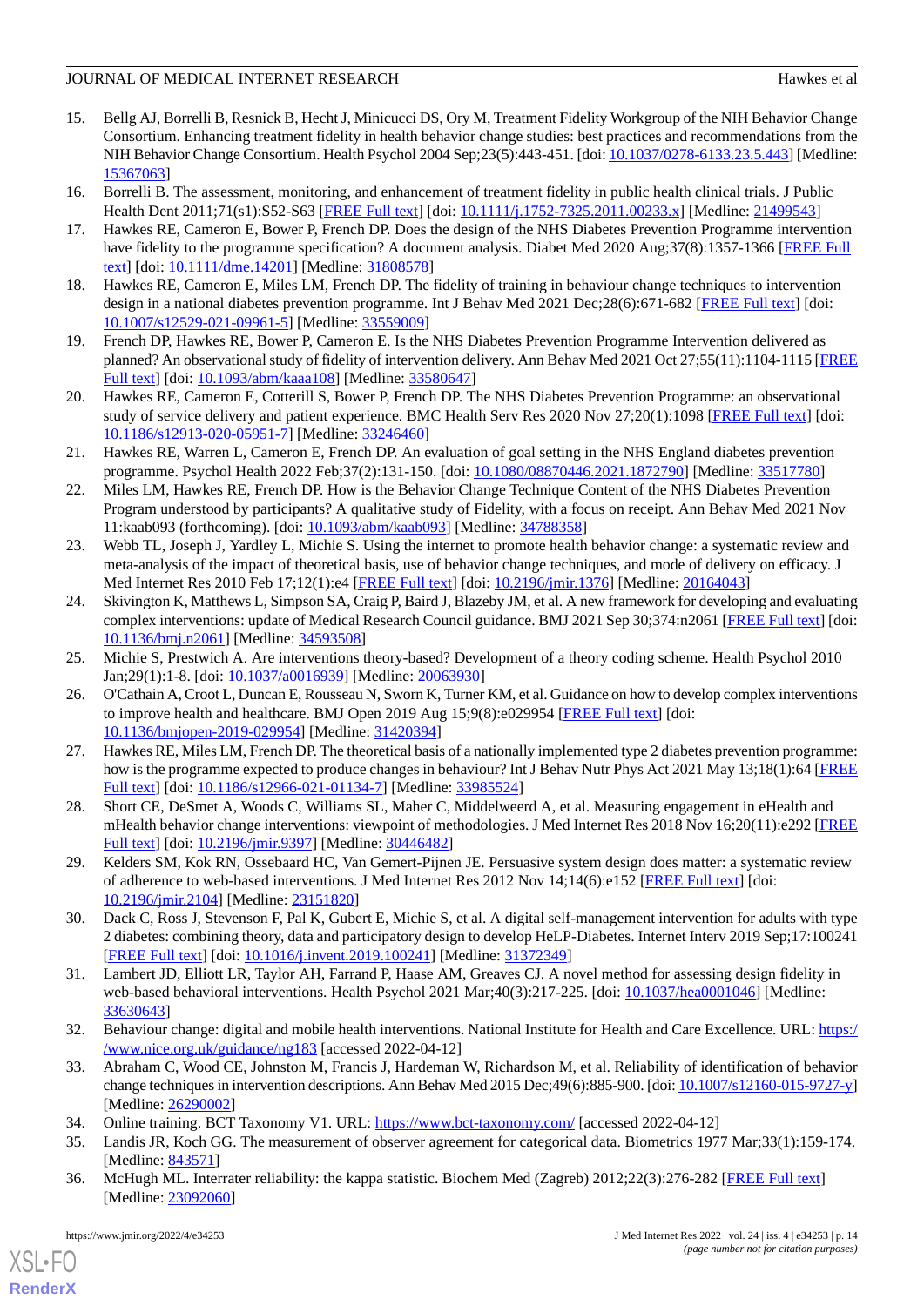15. Bellg AJ, Borrelli B, Resnick B, Hecht J, Minicucci DS, Ory M, Treatment Fidelity Workgroup of the NIH Behavior Change Consortium. Enhancing treatment fidelity in health behavior change studies: best practices and recommendations from the NIH Behavior Change Consortium. Health Psychol 2004 Sep;23(5):443-451. [doi: 10.1037/0278-6133.23.5.443] [Medline: 15367063]
16. Borrelli B. The assessment, monitoring, and enhancement of treatment fidelity in public health clinical trials. J Public Health Dent 2011;71(s1):S52-S63 [FREE Full text] [doi: 10.1111/j.1752-7325.2011.00233.x] [Medline: 21499543]
17. Hawkes RE, Cameron E, Bower P, French DP. Does the design of the NHS Diabetes Prevention Programme intervention have fidelity to the programme specification? A document analysis. Diabet Med 2020 Aug;37(8):1357-1366 [FREE Full text] [doi: 10.1111/dme.14201] [Medline: 31808578]
18. Hawkes RE, Cameron E, Miles LM, French DP. The fidelity of training in behaviour change techniques to intervention design in a national diabetes prevention programme. Int J Behav Med 2021 Dec;28(6):671-682 [FREE Full text] [doi: 10.1007/s12529-021-09961-5] [Medline: 33559009]
19. French DP, Hawkes RE, Bower P, Cameron E. Is the NHS Diabetes Prevention Programme Intervention delivered as planned? An observational study of fidelity of intervention delivery. Ann Behav Med 2021 Oct 27;55(11):1104-1115 [FREE Full text] [doi: 10.1093/abm/kaaa108] [Medline: 33580647]
20. Hawkes RE, Cameron E, Cotterill S, Bower P, French DP. The NHS Diabetes Prevention Programme: an observational study of service delivery and patient experience. BMC Health Serv Res 2020 Nov 27;20(1):1098 [FREE Full text] [doi: 10.1186/s12913-020-05951-7] [Medline: 33246460]
21. Hawkes RE, Warren L, Cameron E, French DP. An evaluation of goal setting in the NHS England diabetes prevention programme. Psychol Health 2022 Feb;37(2):131-150. [doi: 10.1080/08870446.2021.1872790] [Medline: 33517780]
22. Miles LM, Hawkes RE, French DP. How is the Behavior Change Technique Content of the NHS Diabetes Prevention Program understood by participants? A qualitative study of Fidelity, with a focus on receipt. Ann Behav Med 2021 Nov 11:kaab093 (forthcoming). [doi: 10.1093/abm/kaab093] [Medline: 34788358]
23. Webb TL, Joseph J, Yardley L, Michie S. Using the internet to promote health behavior change: a systematic review and meta-analysis of the impact of theoretical basis, use of behavior change techniques, and mode of delivery on efficacy. J Med Internet Res 2010 Feb 17;12(1):e4 [FREE Full text] [doi: 10.2196/jmir.1376] [Medline: 20164043]
24. Skivington K, Matthews L, Simpson SA, Craig P, Baird J, Blazeby JM, et al. A new framework for developing and evaluating complex interventions: update of Medical Research Council guidance. BMJ 2021 Sep 30;374:n2061 [FREE Full text] [doi: 10.1136/bmj.n2061] [Medline: 34593508]
25. Michie S, Prestwich A. Are interventions theory-based? Development of a theory coding scheme. Health Psychol 2010 Jan;29(1):1-8. [doi: 10.1037/a0016939] [Medline: 20063930]
26. O'Cathain A, Croot L, Duncan E, Rousseau N, Sworn K, Turner KM, et al. Guidance on how to develop complex interventions to improve health and healthcare. BMJ Open 2019 Aug 15;9(8):e029954 [FREE Full text] [doi: 10.1136/bmjopen-2019-029954] [Medline: 31420394]
27. Hawkes RE, Miles LM, French DP. The theoretical basis of a nationally implemented type 2 diabetes prevention programme: how is the programme expected to produce changes in behaviour? Int J Behav Nutr Phys Act 2021 May 13;18(1):64 [FREE Full text] [doi: 10.1186/s12966-021-01134-7] [Medline: 33985524]
28. Short CE, DeSmet A, Woods C, Williams SL, Maher C, Middelweerd A, et al. Measuring engagement in eHealth and mHealth behavior change interventions: viewpoint of methodologies. J Med Internet Res 2018 Nov 16;20(11):e292 [FREE Full text] [doi: 10.2196/jmir.9397] [Medline: 30446482]
29. Kelders SM, Kok RN, Ossebaard HC, Van Gemert-Pijnen JE. Persuasive system design does matter: a systematic review of adherence to web-based interventions. J Med Internet Res 2012 Nov 14;14(6):e152 [FREE Full text] [doi: 10.2196/jmir.2104] [Medline: 23151820]
30. Dack C, Ross J, Stevenson F, Pal K, Gubert E, Michie S, et al. A digital self-management intervention for adults with type 2 diabetes: combining theory, data and participatory design to develop HeLP-Diabetes. Internet Interv 2019 Sep;17:100241 [FREE Full text] [doi: 10.1016/j.invent.2019.100241] [Medline: 31372349]
31. Lambert JD, Elliott LR, Taylor AH, Farrand P, Haase AM, Greaves CJ. A novel method for assessing design fidelity in web-based behavioral interventions. Health Psychol 2021 Mar;40(3):217-225. [doi: 10.1037/hea0001046] [Medline: 33630643]
32. Behaviour change: digital and mobile health interventions. National Institute for Health and Care Excellence. URL: https://www.nice.org.uk/guidance/ng183 [accessed 2022-04-12]
33. Abraham C, Wood CE, Johnston M, Francis J, Hardeman W, Richardson M, et al. Reliability of identification of behavior change techniques in intervention descriptions. Ann Behav Med 2015 Dec;49(6):885-900. [doi: 10.1007/s12160-015-9727-y] [Medline: 26290002]
34. Online training. BCT Taxonomy V1. URL: https://www.bct-taxonomy.com/ [accessed 2022-04-12]
35. Landis JR, Koch GG. The measurement of observer agreement for categorical data. Biometrics 1977 Mar;33(1):159-174. [Medline: 843571]
36. McHugh ML. Interrater reliability: the kappa statistic. Biochem Med (Zagreb) 2012;22(3):276-282 [FREE Full text] [Medline: 23092060]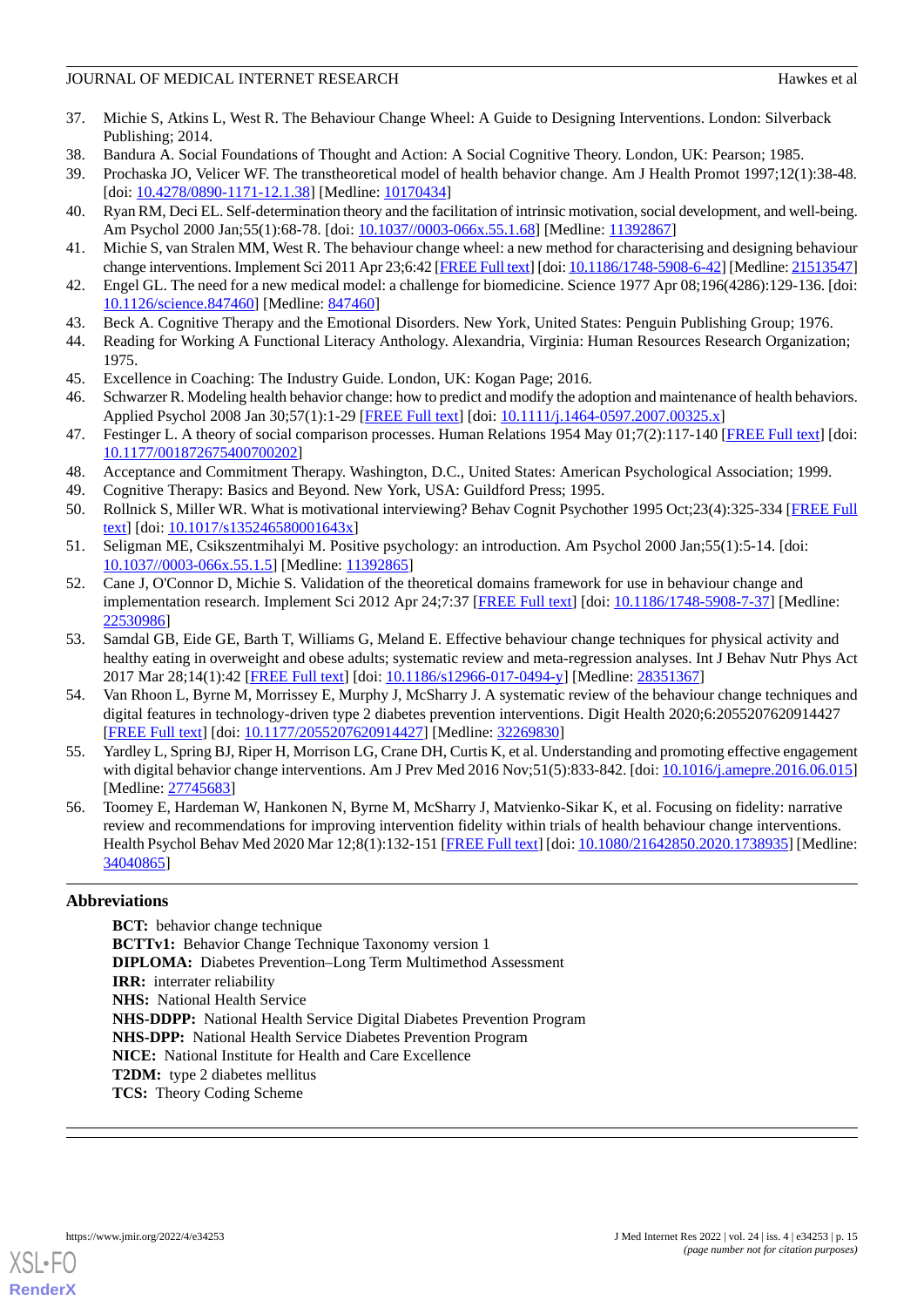37. Michie S, Atkins L, West R. The Behaviour Change Wheel: A Guide to Designing Interventions. London: Silverback Publishing; 2014.
38. Bandura A. Social Foundations of Thought and Action: A Social Cognitive Theory. London, UK: Pearson; 1985.
39. Prochaska JO, Velicer WF. The transtheoretical model of health behavior change. Am J Health Promot 1997;12(1):38-48. [doi: 10.4278/0890-1171-12.1.38] [Medline: 10170434]
40. Ryan RM, Deci EL. Self-determination theory and the facilitation of intrinsic motivation, social development, and well-being. Am Psychol 2000 Jan;55(1):68-78. [doi: 10.1037//0003-066x.55.1.68] [Medline: 11392867]
41. Michie S, van Stralen MM, West R. The behaviour change wheel: a new method for characterising and designing behaviour change interventions. Implement Sci 2011 Apr 23;6:42 [FREE Full text] [doi: 10.1186/1748-5908-6-42] [Medline: 21513547]
42. Engel GL. The need for a new medical model: a challenge for biomedicine. Science 1977 Apr 08;196(4286):129-136. [doi: 10.1126/science.847460] [Medline: 847460]
43. Beck A. Cognitive Therapy and the Emotional Disorders. New York, United States: Penguin Publishing Group; 1976.
44. Reading for Working A Functional Literacy Anthology. Alexandria, Virginia: Human Resources Research Organization; 1975.
45. Excellence in Coaching: The Industry Guide. London, UK: Kogan Page; 2016.
46. Schwarzer R. Modeling health behavior change: how to predict and modify the adoption and maintenance of health behaviors. Applied Psychol 2008 Jan 30;57(1):1-29 [FREE Full text] [doi: 10.1111/j.1464-0597.2007.00325.x]
47. Festinger L. A theory of social comparison processes. Human Relations 1954 May 01;7(2):117-140 [FREE Full text] [doi: 10.1177/001872675400700202]
48. Acceptance and Commitment Therapy. Washington, D.C., United States: American Psychological Association; 1999.
49. Cognitive Therapy: Basics and Beyond. New York, USA: Guildford Press; 1995.
50. Rollnick S, Miller WR. What is motivational interviewing? Behav Cognit Psychother 1995 Oct;23(4):325-334 [FREE Full text] [doi: 10.1017/s135246580001643x]
51. Seligman ME, Csikszentmihalyi M. Positive psychology: an introduction. Am Psychol 2000 Jan;55(1):5-14. [doi: 10.1037//0003-066x.55.1.5] [Medline: 11392865]
52. Cane J, O'Connor D, Michie S. Validation of the theoretical domains framework for use in behaviour change and implementation research. Implement Sci 2012 Apr 24;7:37 [FREE Full text] [doi: 10.1186/1748-5908-7-37] [Medline: 22530986]
53. Samdal GB, Eide GE, Barth T, Williams G, Meland E. Effective behaviour change techniques for physical activity and healthy eating in overweight and obese adults; systematic review and meta-regression analyses. Int J Behav Nutr Phys Act 2017 Mar 28;14(1):42 [FREE Full text] [doi: 10.1186/s12966-017-0494-y] [Medline: 28351367]
54. Van Rhoon L, Byrne M, Morrissey E, Murphy J, McSharry J. A systematic review of the behaviour change techniques and digital features in technology-driven type 2 diabetes prevention interventions. Digit Health 2020;6:2055207620914427 [FREE Full text] [doi: 10.1177/2055207620914427] [Medline: 32269830]
55. Yardley L, Spring BJ, Riper H, Morrison LG, Crane DH, Curtis K, et al. Understanding and promoting effective engagement with digital behavior change interventions. Am J Prev Med 2016 Nov;51(5):833-842. [doi: 10.1016/j.amepre.2016.06.015] [Medline: 27745683]
56. Toomey E, Hardeman W, Hankonen N, Byrne M, McSharry J, Matvienko-Sikar K, et al. Focusing on fidelity: narrative review and recommendations for improving intervention fidelity within trials of health behaviour change interventions. Health Psychol Behav Med 2020 Mar 12;8(1):132-151 [FREE Full text] [doi: 10.1080/21642850.2020.1738935] [Medline: 34040865]

## Abbreviations

**BCT:** behavior change technique
**BCTTv1:** Behavior Change Technique Taxonomy version 1
**DIPLOMA:** Diabetes Prevention–Long Term Multimethod Assessment
**IRR:** interrater reliability
**NHS:** National Health Service
**NHS-DDPP:** National Health Service Digital Diabetes Prevention Program
**NHS-DPP:** National Health Service Diabetes Prevention Program
**NICE:** National Institute for Health and Care Excellence
**T2DM:** type 2 diabetes mellitus
**TCS:** Theory Coding Scheme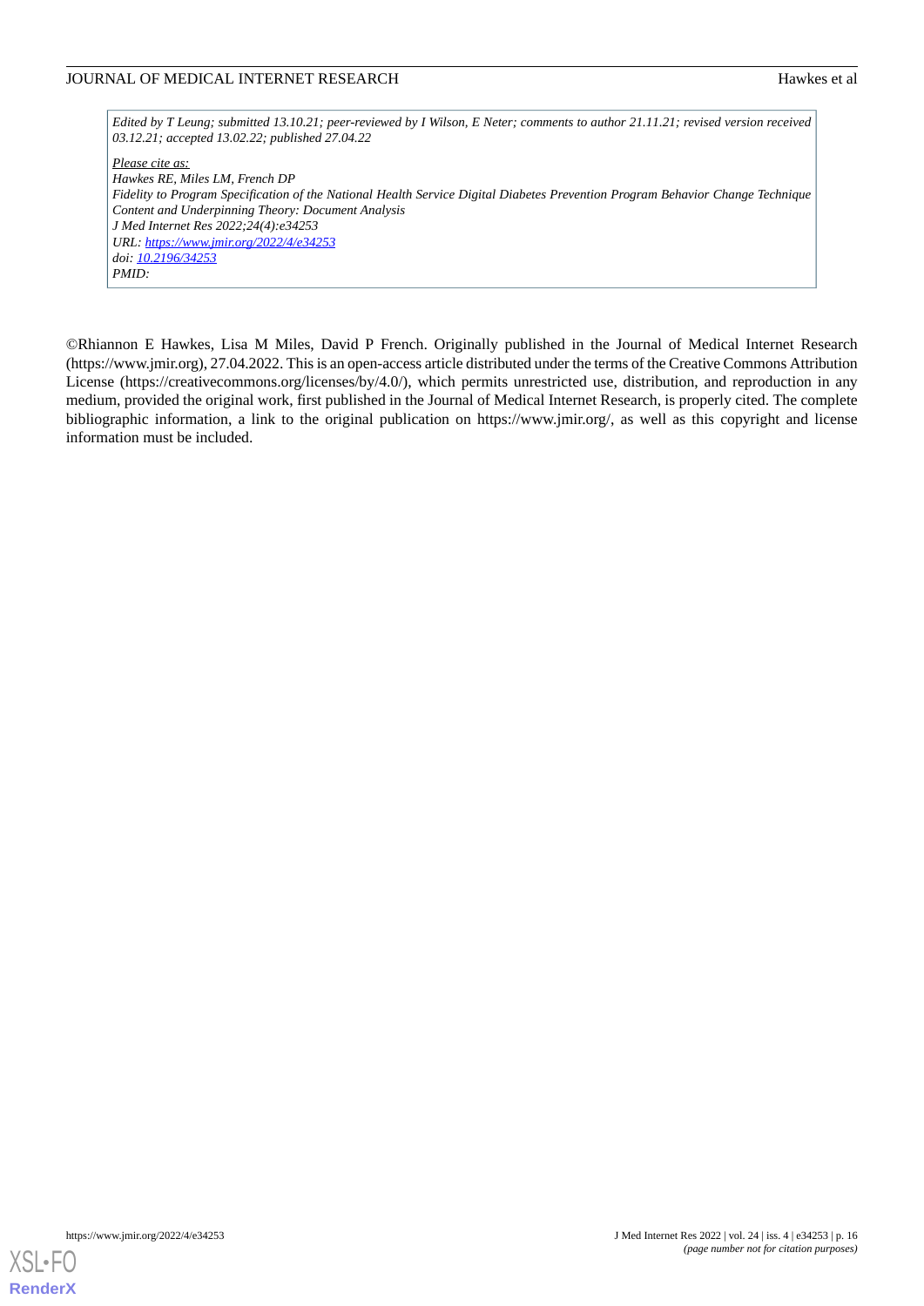*Edited by T Leung; submitted 13.10.21; peer-reviewed by I Wilson, E Neter; comments to author 21.11.21; revised version received 03.12.21; accepted 13.02.22; published 27.04.22*

*Please cite as:*
*Hawkes RE, Miles LM, French DP*
*Fidelity to Program Specification of the National Health Service Digital Diabetes Prevention Program Behavior Change Technique Content and Underpinning Theory: Document Analysis*
*J Med Internet Res 2022;24(4):e34253*
*URL: https://www.jmir.org/2022/4/e34253*
*doi: 10.2196/34253*
*PMID:*

©Rhiannon E Hawkes, Lisa M Miles, David P French. Originally published in the Journal of Medical Internet Research (https://www.jmir.org), 27.04.2022. This is an open-access article distributed under the terms of the Creative Commons Attribution License (https://creativecommons.org/licenses/by/4.0/), which permits unrestricted use, distribution, and reproduction in any medium, provided the original work, first published in the Journal of Medical Internet Research, is properly cited. The complete bibliographic information, a link to the original publication on https://www.jmir.org/, as well as this copyright and license information must be included.